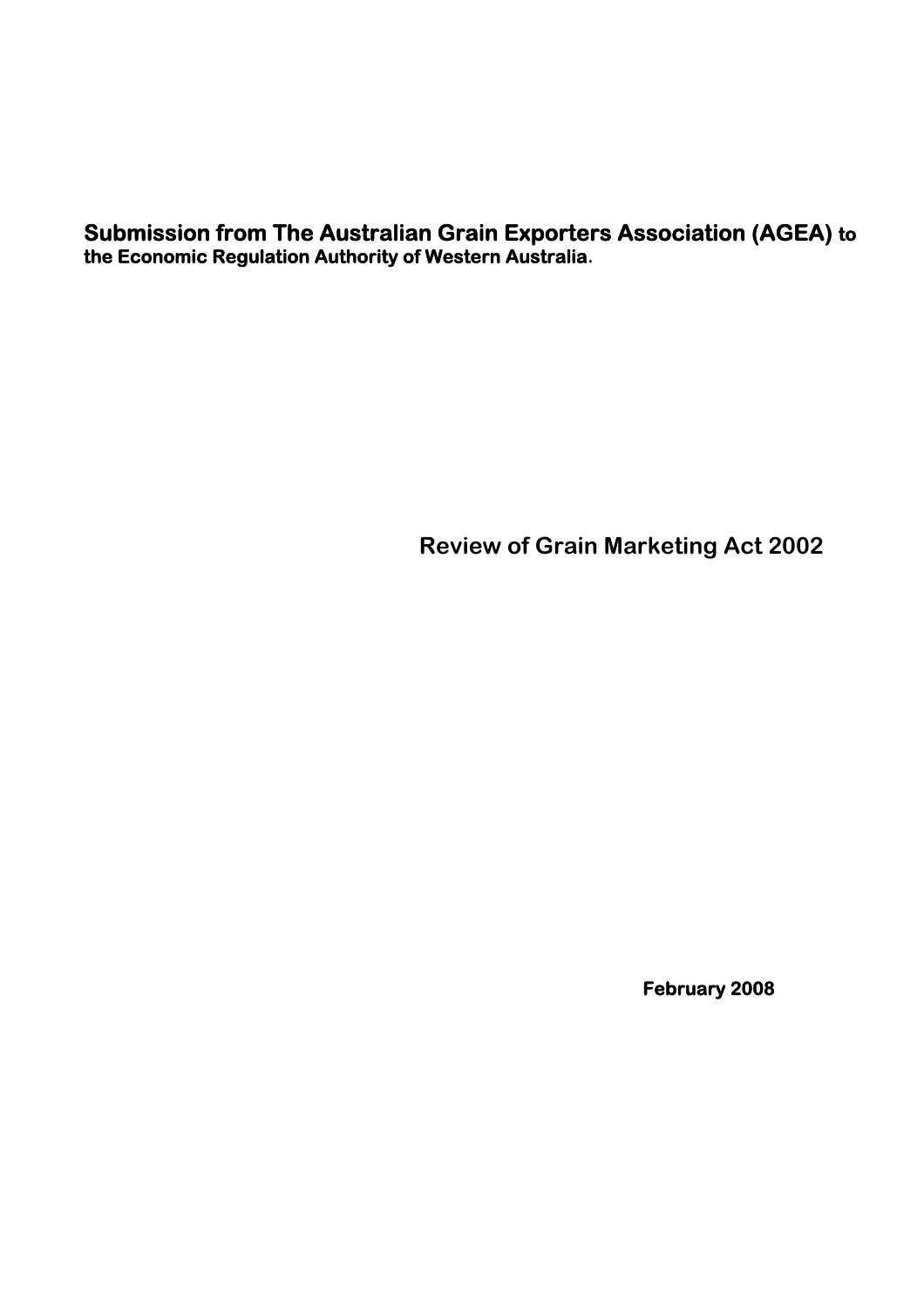**Submission from The Australian Grain Exporters Association (AGEA) to the Economic Regulation Authority of Western Australia.**

# Review of Grain Marketing Act 2002

**February 2008**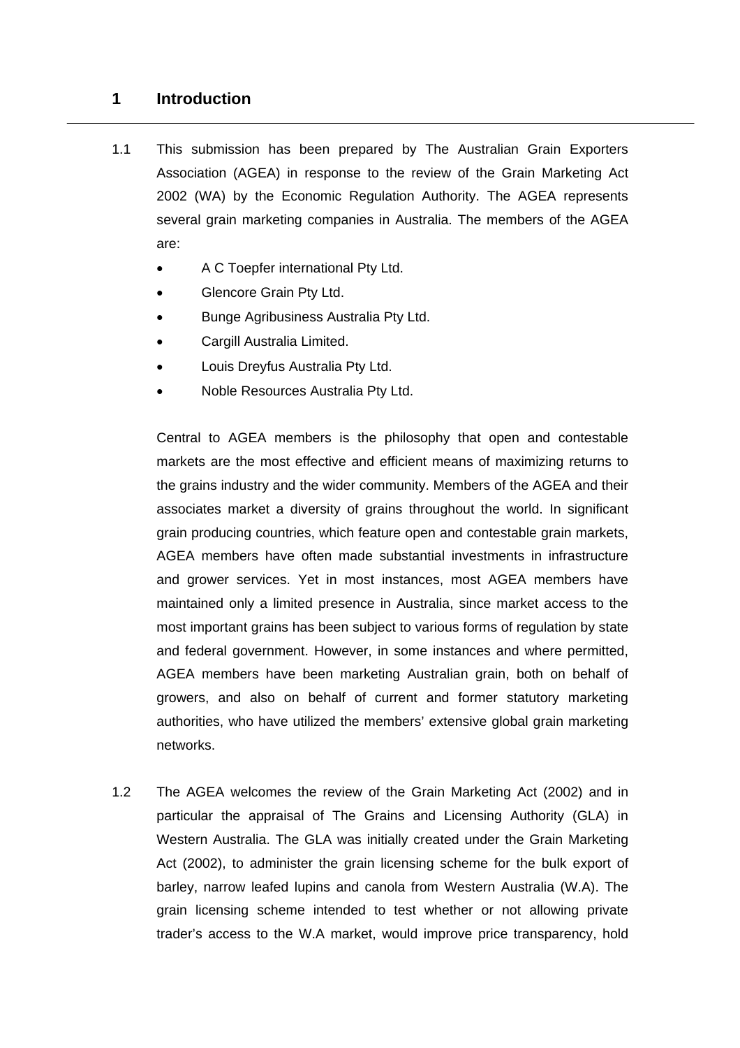# 1 Introduction

1.1 This submission has been prepared by The Australian Grain Exporters Association (AGEA) in response to the review of the Grain Marketing Act 2002 (WA) by the Economic Regulation Authority. The AGEA represents several grain marketing companies in Australia. The members of the AGEA are:

- A C Toepfer international Pty Ltd.
- Glencore Grain Pty Ltd.
- Bunge Agribusiness Australia Pty Ltd.
- Cargill Australia Limited.
- Louis Dreyfus Australia Pty Ltd.
- Noble Resources Australia Pty Ltd.

Central to AGEA members is the philosophy that open and contestable markets are the most effective and efficient means of maximizing returns to the grains industry and the wider community. Members of the AGEA and their associates market a diversity of grains throughout the world. In significant grain producing countries, which feature open and contestable grain markets, AGEA members have often made substantial investments in infrastructure and grower services. Yet in most instances, most AGEA members have maintained only a limited presence in Australia, since market access to the most important grains has been subject to various forms of regulation by state and federal government. However, in some instances and where permitted, AGEA members have been marketing Australian grain, both on behalf of growers, and also on behalf of current and former statutory marketing authorities, who have utilized the members' extensive global grain marketing networks.

1.2 The AGEA welcomes the review of the Grain Marketing Act (2002) and in particular the appraisal of The Grains and Licensing Authority (GLA) in Western Australia. The GLA was initially created under the Grain Marketing Act (2002), to administer the grain licensing scheme for the bulk export of barley, narrow leafed lupins and canola from Western Australia (W.A). The grain licensing scheme intended to test whether or not allowing private trader's access to the W.A market, would improve price transparency, hold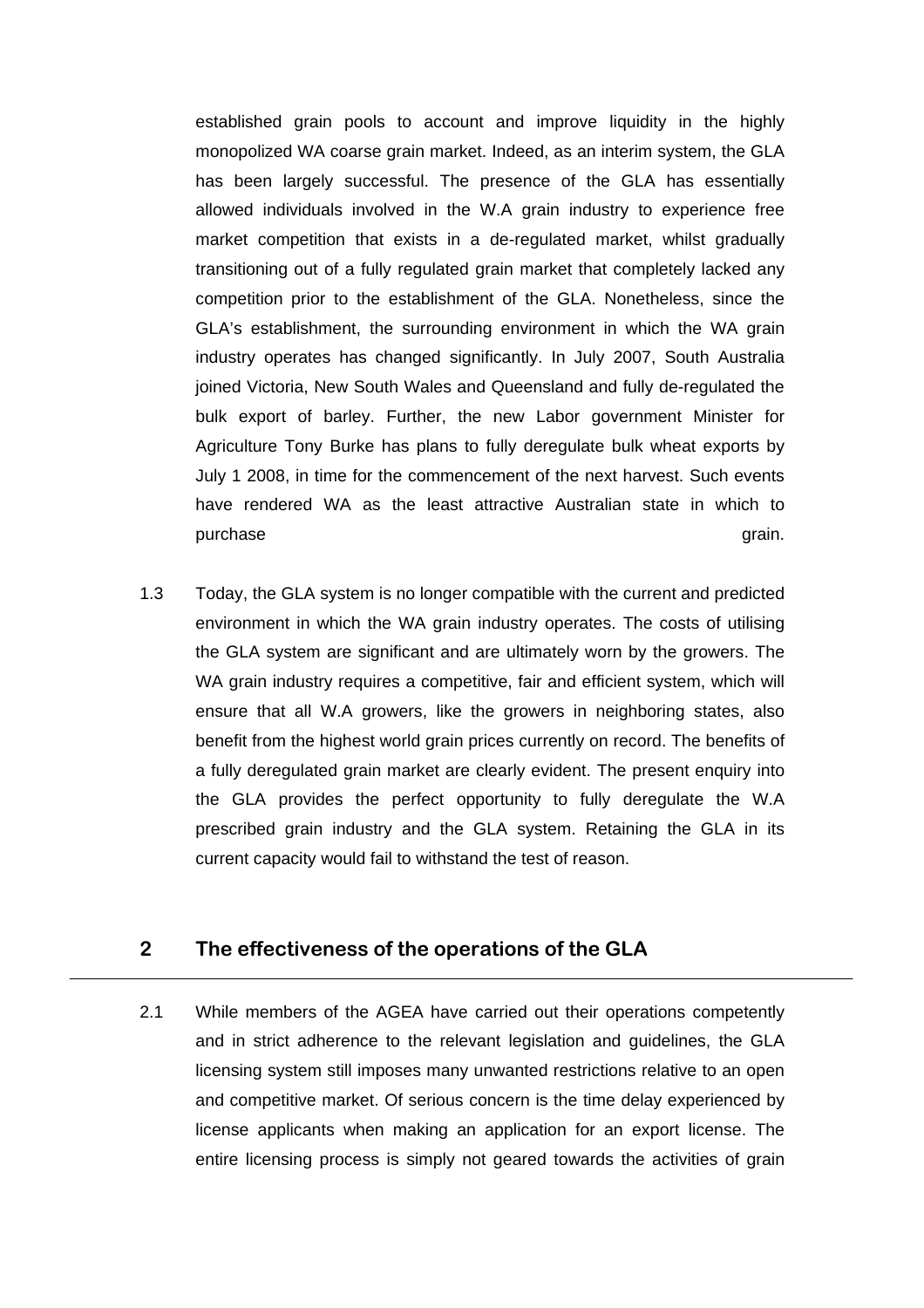established grain pools to account and improve liquidity in the highly monopolized WA coarse grain market. Indeed, as an interim system, the GLA has been largely successful. The presence of the GLA has essentially allowed individuals involved in the W.A grain industry to experience free market competition that exists in a de-regulated market, whilst gradually transitioning out of a fully regulated grain market that completely lacked any competition prior to the establishment of the GLA. Nonetheless, since the GLA's establishment, the surrounding environment in which the WA grain industry operates has changed significantly. In July 2007, South Australia joined Victoria, New South Wales and Queensland and fully de-regulated the bulk export of barley. Further, the new Labor government Minister for Agriculture Tony Burke has plans to fully deregulate bulk wheat exports by July 1 2008, in time for the commencement of the next harvest. Such events have rendered WA as the least attractive Australian state in which to purchase grain.

1.3 Today, the GLA system is no longer compatible with the current and predicted environment in which the WA grain industry operates. The costs of utilising the GLA system are significant and are ultimately worn by the growers. The WA grain industry requires a competitive, fair and efficient system, which will ensure that all W.A growers, like the growers in neighboring states, also benefit from the highest world grain prices currently on record. The benefits of a fully deregulated grain market are clearly evident. The present enquiry into the GLA provides the perfect opportunity to fully deregulate the W.A prescribed grain industry and the GLA system. Retaining the GLA in its current capacity would fail to withstand the test of reason.

## 2 The effectiveness of the operations of the GLA

2.1 While members of the AGEA have carried out their operations competently and in strict adherence to the relevant legislation and guidelines, the GLA licensing system still imposes many unwanted restrictions relative to an open and competitive market. Of serious concern is the time delay experienced by license applicants when making an application for an export license. The entire licensing process is simply not geared towards the activities of grain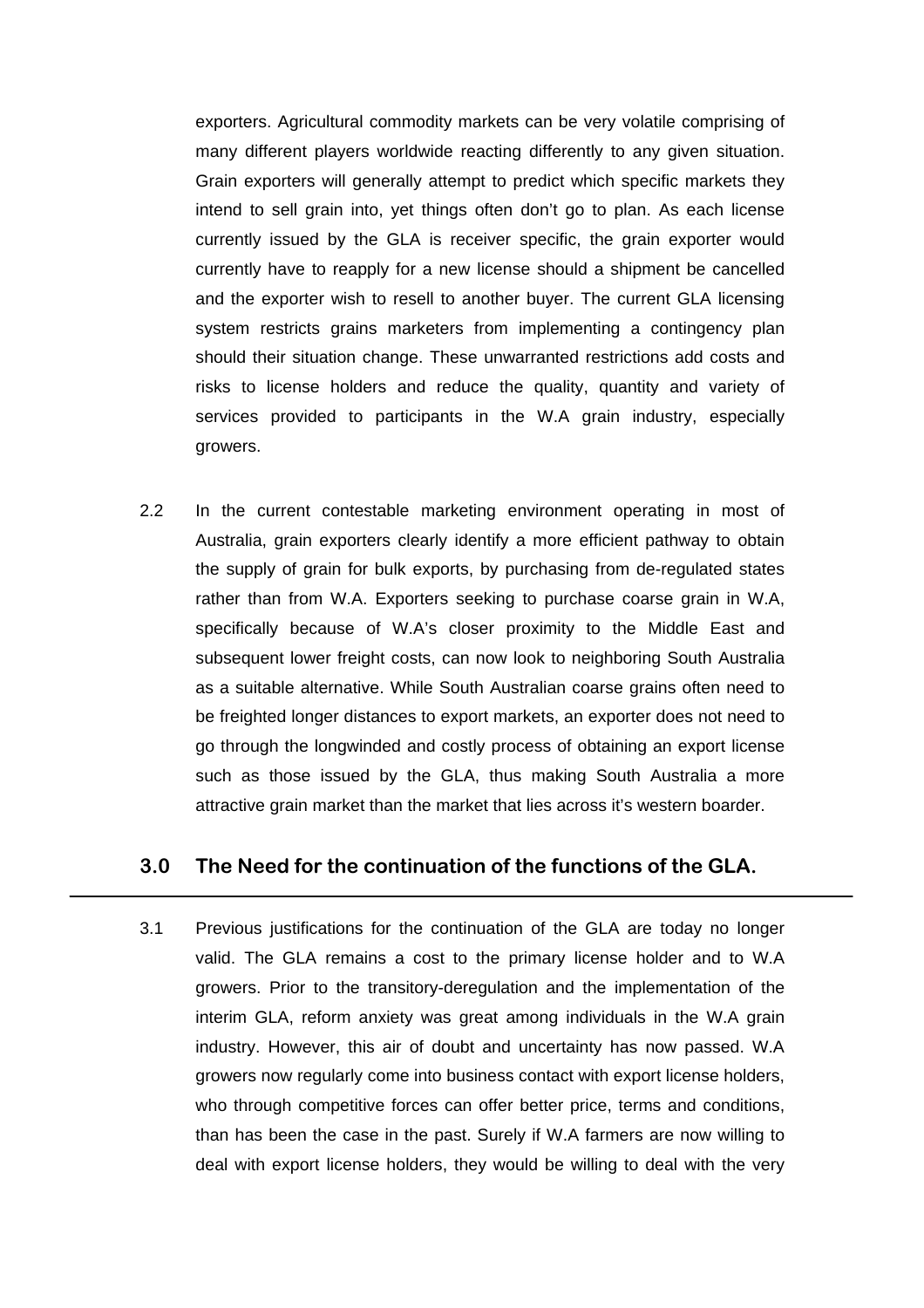exporters. Agricultural commodity markets can be very volatile comprising of many different players worldwide reacting differently to any given situation. Grain exporters will generally attempt to predict which specific markets they intend to sell grain into, yet things often don't go to plan. As each license currently issued by the GLA is receiver specific, the grain exporter would currently have to reapply for a new license should a shipment be cancelled and the exporter wish to resell to another buyer. The current GLA licensing system restricts grains marketers from implementing a contingency plan should their situation change. These unwarranted restrictions add costs and risks to license holders and reduce the quality, quantity and variety of services provided to participants in the W.A grain industry, especially growers.

2.2 In the current contestable marketing environment operating in most of Australia, grain exporters clearly identify a more efficient pathway to obtain the supply of grain for bulk exports, by purchasing from de-regulated states rather than from W.A. Exporters seeking to purchase coarse grain in W.A, specifically because of W.A's closer proximity to the Middle East and subsequent lower freight costs, can now look to neighboring South Australia as a suitable alternative. While South Australian coarse grains often need to be freighted longer distances to export markets, an exporter does not need to go through the longwinded and costly process of obtaining an export license such as those issued by the GLA, thus making South Australia a more attractive grain market than the market that lies across it's western boarder.

## 3.0 The Need for the continuation of the functions of the GLA.

3.1 Previous justifications for the continuation of the GLA are today no longer valid. The GLA remains a cost to the primary license holder and to W.A growers. Prior to the transitory-deregulation and the implementation of the interim GLA, reform anxiety was great among individuals in the W.A grain industry. However, this air of doubt and uncertainty has now passed. W.A growers now regularly come into business contact with export license holders, who through competitive forces can offer better price, terms and conditions, than has been the case in the past. Surely if W.A farmers are now willing to deal with export license holders, they would be willing to deal with the very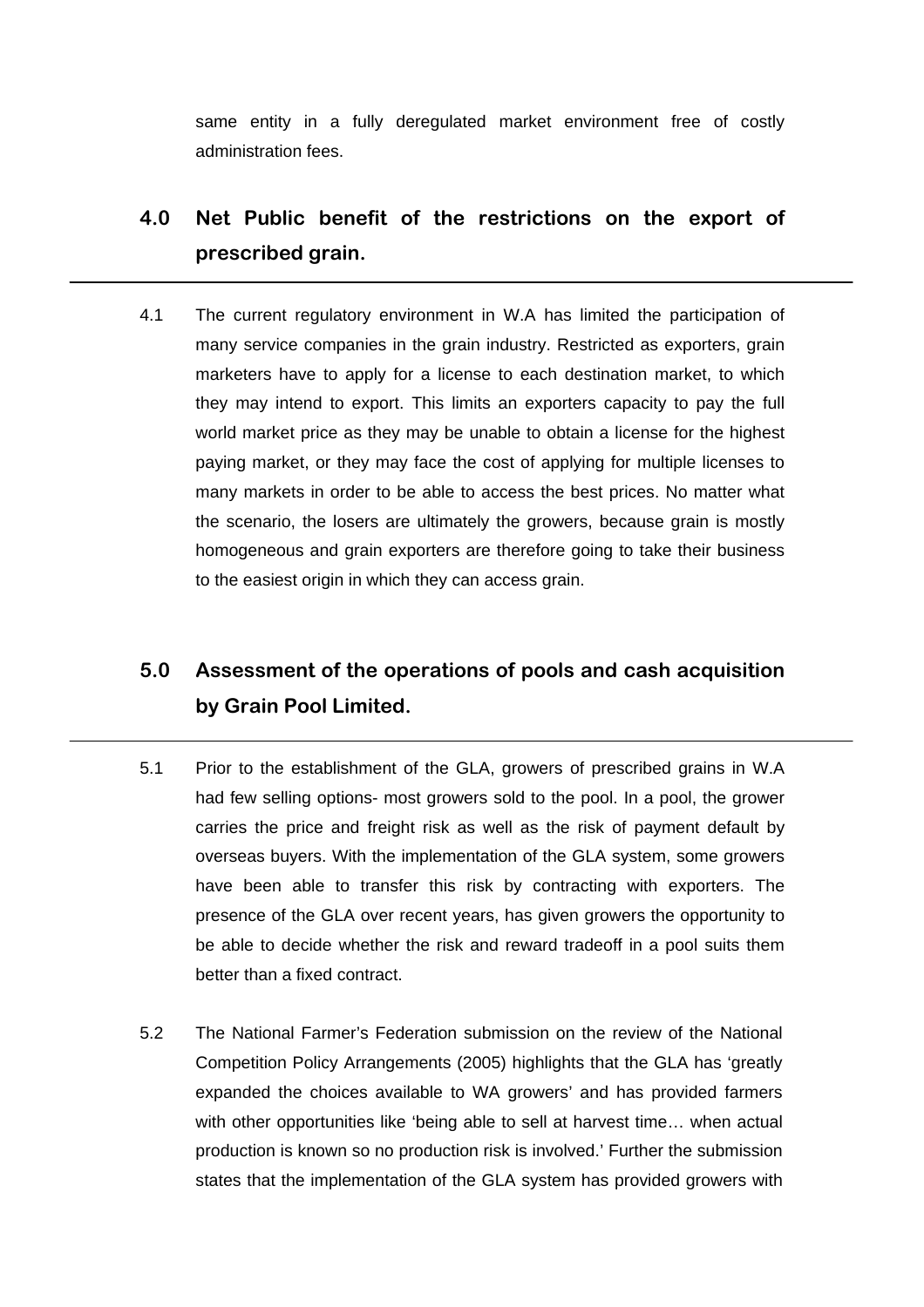same entity in a fully deregulated market environment free of costly administration fees.

## 4.0 Net Public benefit of the restrictions on the export of prescribed grain.

4.1 The current regulatory environment in W.A has limited the participation of many service companies in the grain industry. Restricted as exporters, grain marketers have to apply for a license to each destination market, to which they may intend to export. This limits an exporters capacity to pay the full world market price as they may be unable to obtain a license for the highest paying market, or they may face the cost of applying for multiple licenses to many markets in order to be able to access the best prices. No matter what the scenario, the losers are ultimately the growers, because grain is mostly homogeneous and grain exporters are therefore going to take their business to the easiest origin in which they can access grain.

## 5.0 Assessment of the operations of pools and cash acquisition by Grain Pool Limited.

5.1 Prior to the establishment of the GLA, growers of prescribed grains in W.A had few selling options- most growers sold to the pool. In a pool, the grower carries the price and freight risk as well as the risk of payment default by overseas buyers. With the implementation of the GLA system, some growers have been able to transfer this risk by contracting with exporters. The presence of the GLA over recent years, has given growers the opportunity to be able to decide whether the risk and reward tradeoff in a pool suits them better than a fixed contract.

5.2 The National Farmer's Federation submission on the review of the National Competition Policy Arrangements (2005) highlights that the GLA has 'greatly expanded the choices available to WA growers' and has provided farmers with other opportunities like 'being able to sell at harvest time… when actual production is known so no production risk is involved.' Further the submission states that the implementation of the GLA system has provided growers with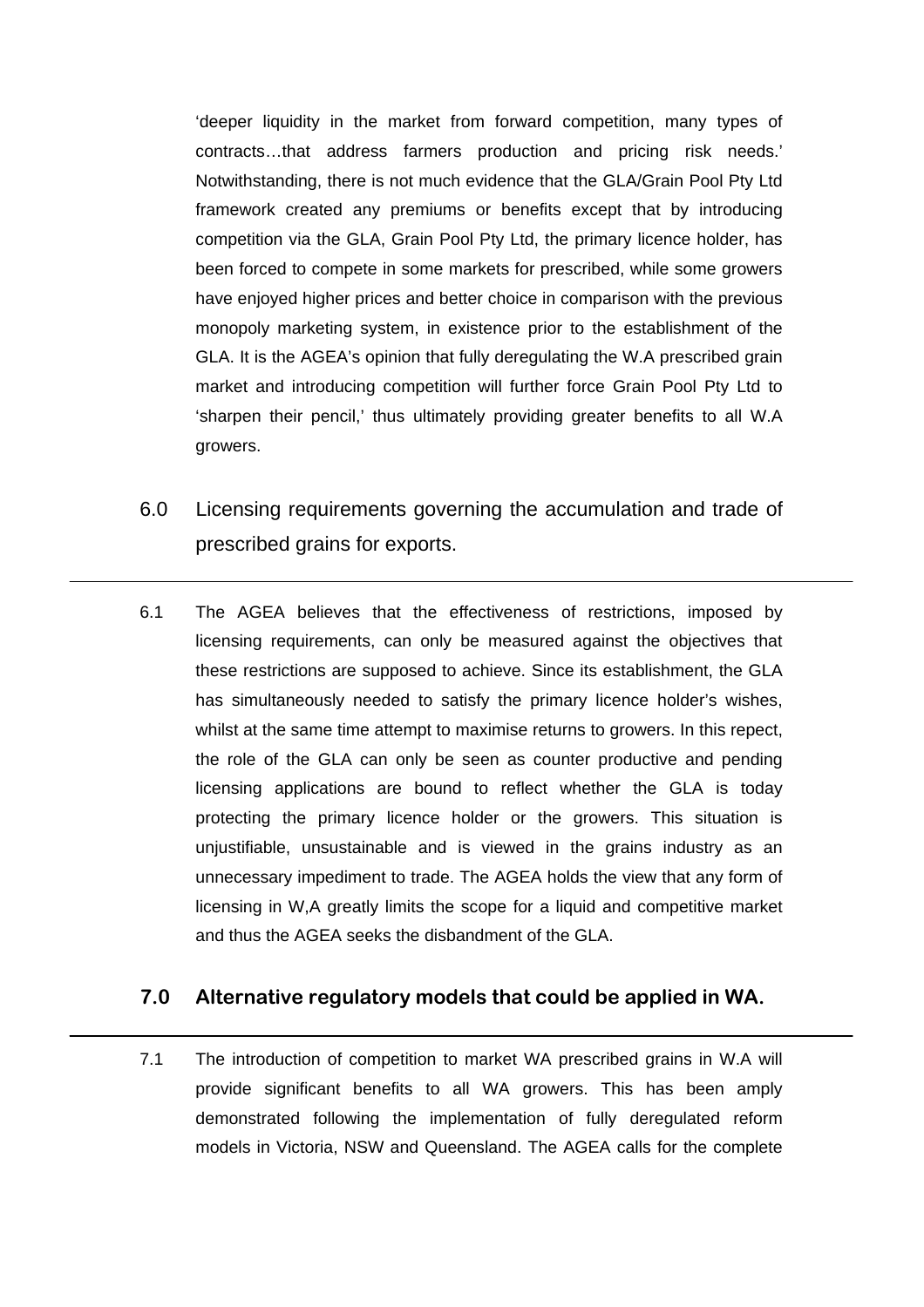'deeper liquidity in the market from forward competition, many types of contracts…that address farmers production and pricing risk needs.' Notwithstanding, there is not much evidence that the GLA/Grain Pool Pty Ltd framework created any premiums or benefits except that by introducing competition via the GLA, Grain Pool Pty Ltd, the primary licence holder, has been forced to compete in some markets for prescribed, while some growers have enjoyed higher prices and better choice in comparison with the previous monopoly marketing system, in existence prior to the establishment of the GLA. It is the AGEA's opinion that fully deregulating the W.A prescribed grain market and introducing competition will further force Grain Pool Pty Ltd to 'sharpen their pencil,' thus ultimately providing greater benefits to all W.A growers.

## 6.0 Licensing requirements governing the accumulation and trade of prescribed grains for exports.

6.1 The AGEA believes that the effectiveness of restrictions, imposed by licensing requirements, can only be measured against the objectives that these restrictions are supposed to achieve. Since its establishment, the GLA has simultaneously needed to satisfy the primary licence holder's wishes, whilst at the same time attempt to maximise returns to growers. In this repect, the role of the GLA can only be seen as counter productive and pending licensing applications are bound to reflect whether the GLA is today protecting the primary licence holder or the growers. This situation is unjustifiable, unsustainable and is viewed in the grains industry as an unnecessary impediment to trade. The AGEA holds the view that any form of licensing in W,A greatly limits the scope for a liquid and competitive market and thus the AGEA seeks the disbandment of the GLA.

## 7.0 Alternative regulatory models that could be applied in WA.

7.1 The introduction of competition to market WA prescribed grains in W.A will provide significant benefits to all WA growers. This has been amply demonstrated following the implementation of fully deregulated reform models in Victoria, NSW and Queensland. The AGEA calls for the complete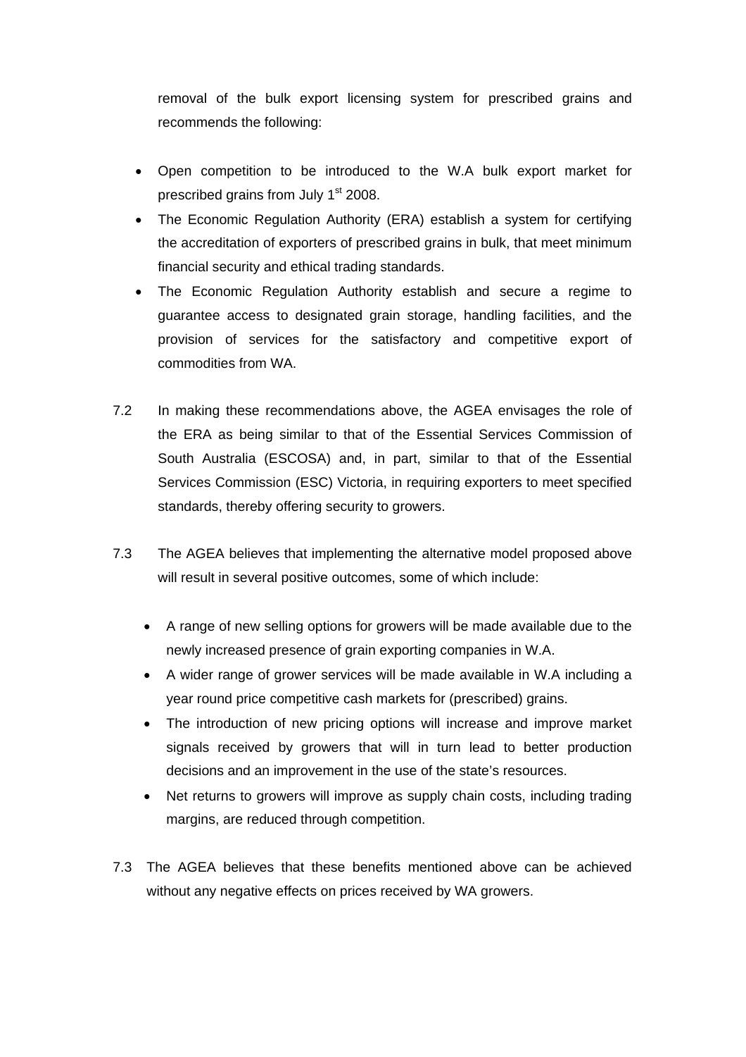removal of the bulk export licensing system for prescribed grains and recommends the following:

- Open competition to be introduced to the W.A bulk export market for prescribed grains from July 1st 2008.
- The Economic Regulation Authority (ERA) establish a system for certifying the accreditation of exporters of prescribed grains in bulk, that meet minimum financial security and ethical trading standards.
- The Economic Regulation Authority establish and secure a regime to guarantee access to designated grain storage, handling facilities, and the provision of services for the satisfactory and competitive export of commodities from WA.

7.2 In making these recommendations above, the AGEA envisages the role of the ERA as being similar to that of the Essential Services Commission of South Australia (ESCOSA) and, in part, similar to that of the Essential Services Commission (ESC) Victoria, in requiring exporters to meet specified standards, thereby offering security to growers.

7.3 The AGEA believes that implementing the alternative model proposed above will result in several positive outcomes, some of which include:

- A range of new selling options for growers will be made available due to the newly increased presence of grain exporting companies in W.A.
- A wider range of grower services will be made available in W.A including a year round price competitive cash markets for (prescribed) grains.
- The introduction of new pricing options will increase and improve market signals received by growers that will in turn lead to better production decisions and an improvement in the use of the state's resources.
- Net returns to growers will improve as supply chain costs, including trading margins, are reduced through competition.

7.3 The AGEA believes that these benefits mentioned above can be achieved without any negative effects on prices received by WA growers.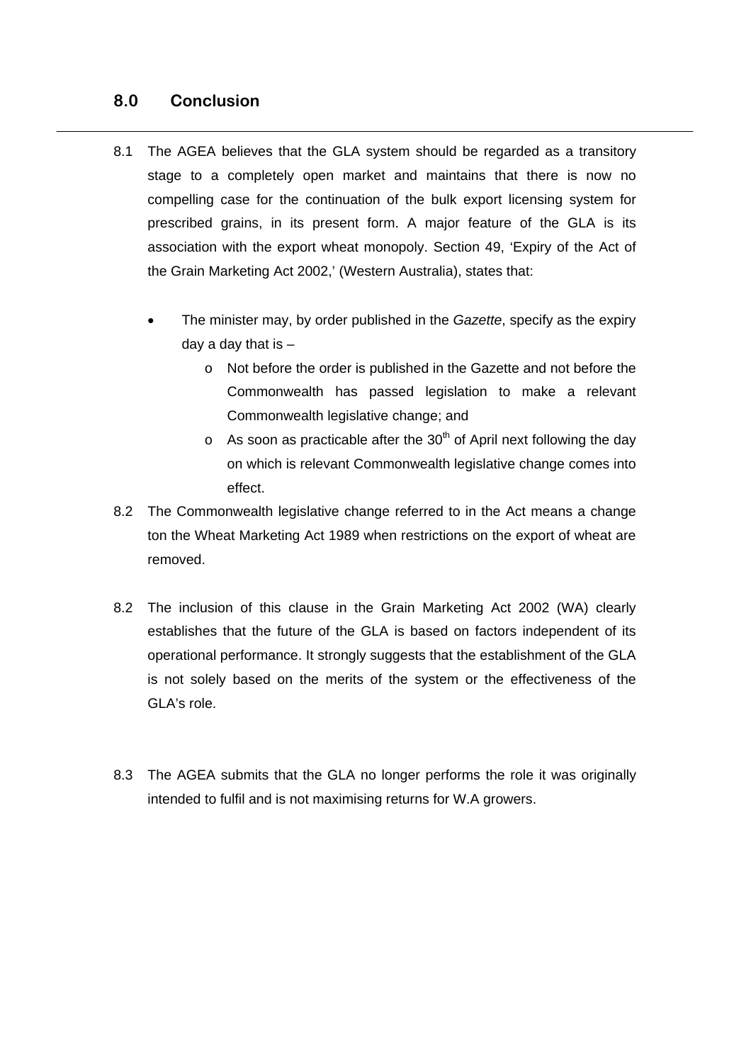## 8.0 Conclusion

8.1 The AGEA believes that the GLA system should be regarded as a transitory stage to a completely open market and maintains that there is now no compelling case for the continuation of the bulk export licensing system for prescribed grains, in its present form. A major feature of the GLA is its association with the export wheat monopoly. Section 49, 'Expiry of the Act of the Grain Marketing Act 2002,' (Western Australia), states that:

- The minister may, by order published in the *Gazette*, specify as the expiry day a day that is –
  - Not before the order is published in the Gazette and not before the Commonwealth has passed legislation to make a relevant Commonwealth legislative change; and
  - As soon as practicable after the 30th of April next following the day on which is relevant Commonwealth legislative change comes into effect.

8.2 The Commonwealth legislative change referred to in the Act means a change ton the Wheat Marketing Act 1989 when restrictions on the export of wheat are removed.

8.2 The inclusion of this clause in the Grain Marketing Act 2002 (WA) clearly establishes that the future of the GLA is based on factors independent of its operational performance. It strongly suggests that the establishment of the GLA is not solely based on the merits of the system or the effectiveness of the GLA's role.

8.3 The AGEA submits that the GLA no longer performs the role it was originally intended to fulfil and is not maximising returns for W.A growers.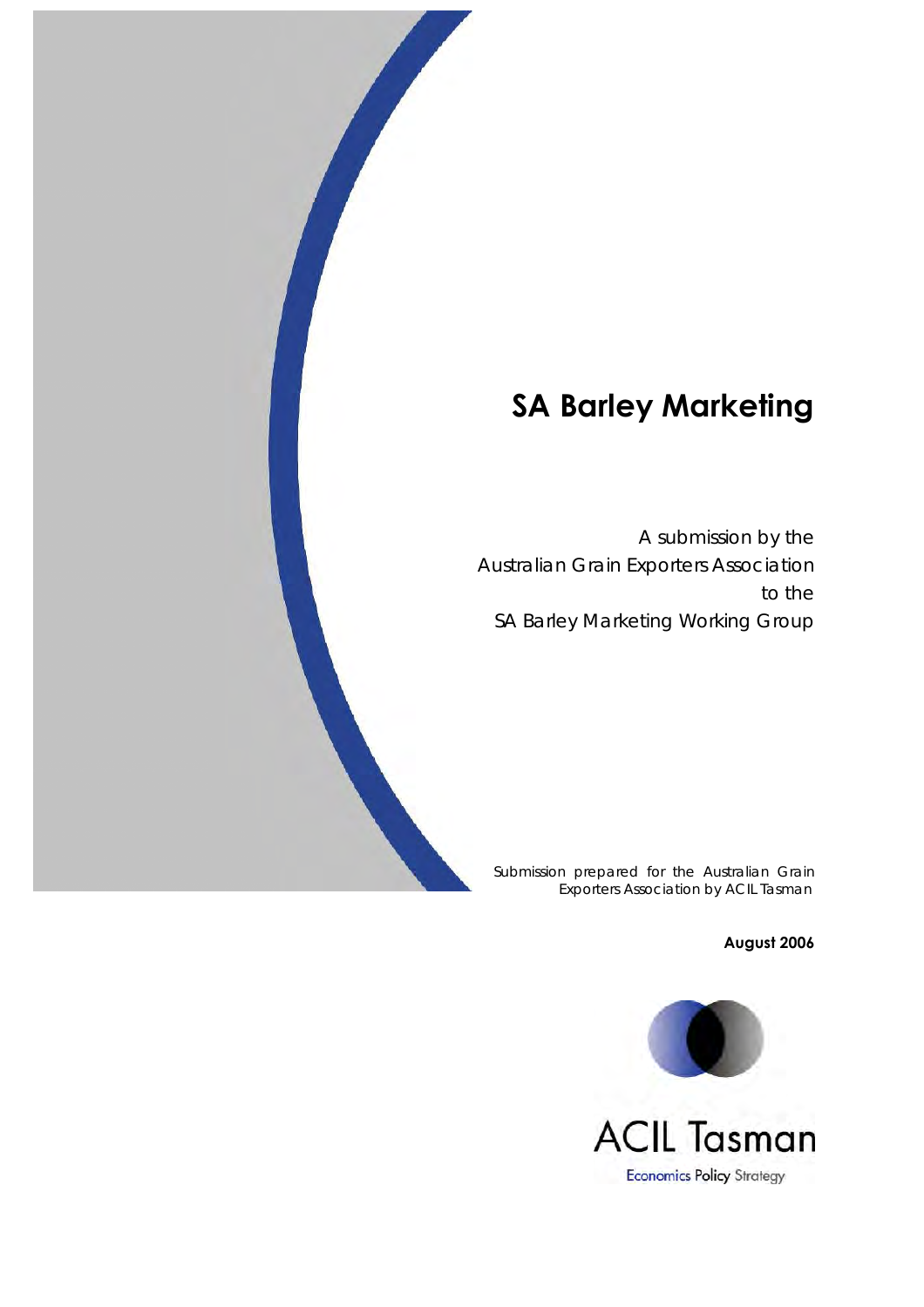# SA Barley Marketing

A submission by the
Australian Grain Exporters Association
to the
SA Barley Marketing Working Group

Submission prepared for the Australian Grain Exporters Association by ACIL Tasman

**August 2006**

ACIL Tasman

Economics Policy Strategy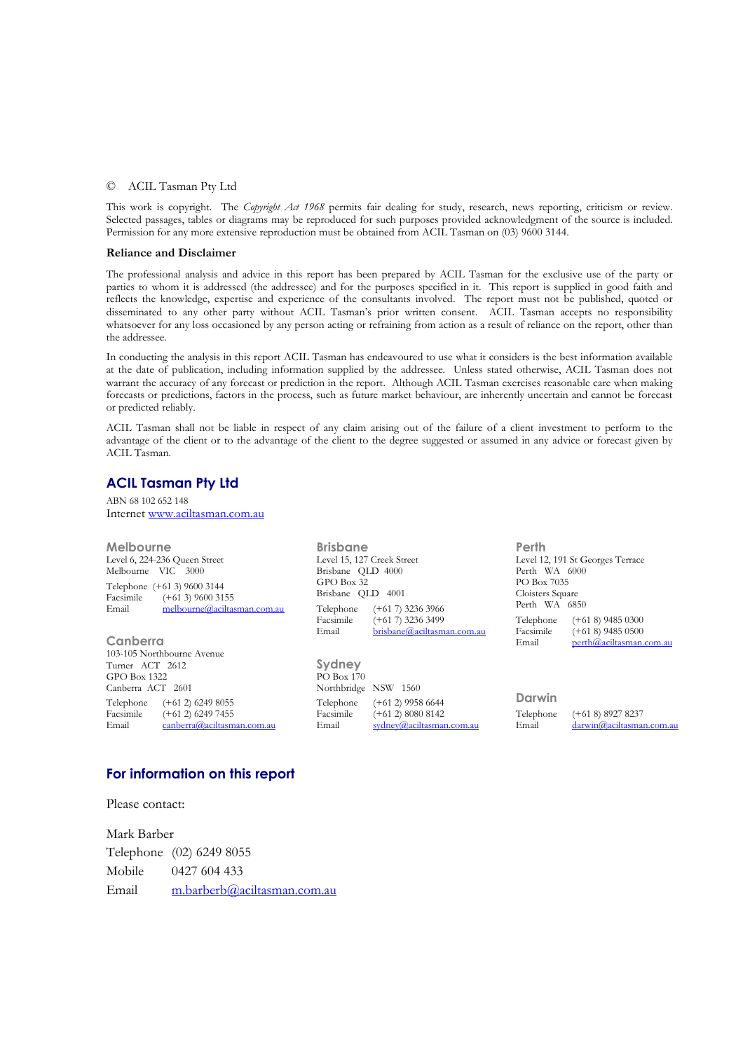© ACIL Tasman Pty Ltd

This work is copyright. The *Copyright Act 1968* permits fair dealing for study, research, news reporting, criticism or review. Selected passages, tables or diagrams may be reproduced for such purposes provided acknowledgment of the source is included. Permission for any more extensive reproduction must be obtained from ACIL Tasman on (03) 9600 3144.

**Reliance and Disclaimer**

The professional analysis and advice in this report has been prepared by ACIL Tasman for the exclusive use of the party or parties to whom it is addressed (the addressee) and for the purposes specified in it. This report is supplied in good faith and reflects the knowledge, expertise and experience of the consultants involved. The report must not be published, quoted or disseminated to any other party without ACIL Tasman's prior written consent. ACIL Tasman accepts no responsibility whatsoever for any loss occasioned by any person acting or refraining from action as a result of reliance on the report, other than the addressee.

In conducting the analysis in this report ACIL Tasman has endeavoured to use what it considers is the best information available at the date of publication, including information supplied by the addressee. Unless stated otherwise, ACIL Tasman does not warrant the accuracy of any forecast or prediction in the report. Although ACIL Tasman exercises reasonable care when making forecasts or predictions, factors in the process, such as future market behaviour, are inherently uncertain and cannot be forecast or predicted reliably.

ACIL Tasman shall not be liable in respect of any claim arising out of the failure of a client investment to perform to the advantage of the client or to the advantage of the client to the degree suggested or assumed in any advice or forecast given by ACIL Tasman.

## ACIL Tasman Pty Ltd

ABN 68 102 652 148
Internet www.aciltasman.com.au

### Melbourne

Level 6, 224-236 Queen Street
Melbourne VIC 3000

Telephone (+61 3) 9600 3144
Facsimile (+61 3) 9600 3155
Email melbourne@aciltasman.com.au

### Canberra

103-105 Northbourne Avenue
Turner ACT 2612
GPO Box 1322
Canberra ACT 2601

Telephone (+61 2) 6249 8055
Facsimile (+61 2) 6249 7455
Email canberra@aciltasman.com.au

### Brisbane

Level 15, 127 Creek Street
Brisbane QLD 4000
GPO Box 32
Brisbane QLD 4001

Telephone (+61 7) 3236 3966
Facsimile (+61 7) 3236 3499
Email brisbane@aciltasman.com.au

### Sydney

PO Box 170
Northbridge NSW 1560

Telephone (+61 2) 9958 6644
Facsimile (+61 2) 8080 8142
Email sydney@aciltasman.com.au

### Perth

Level 12, 191 St Georges Terrace
Perth WA 6000
PO Box 7035
Cloisters Square
Perth WA 6850

Telephone (+61 8) 9485 0300
Facsimile (+61 8) 9485 0500
Email perth@aciltasman.com.au

### Darwin

Telephone (+61 8) 8927 8237
Email darwin@aciltasman.com.au

## For information on this report

Please contact:

Mark Barber
Telephone (02) 6249 8055
Mobile 0427 604 433
Email m.barberb@aciltasman.com.au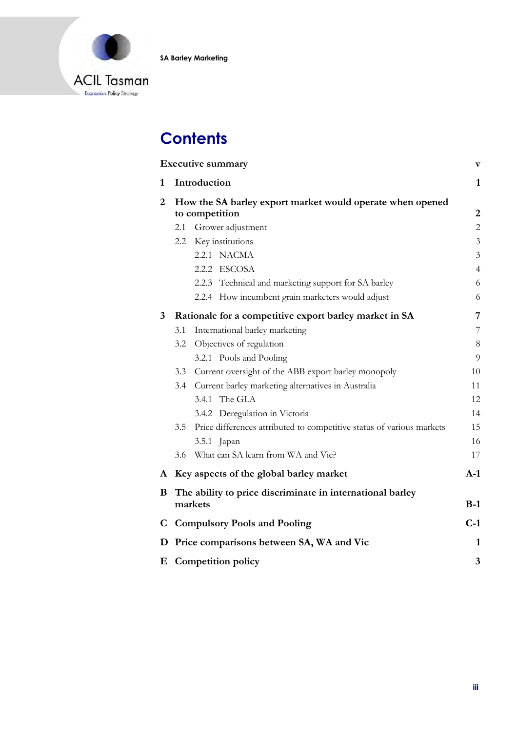# Contents

| | |
|---|---|
| **Executive summary** | **v** |
| **1 Introduction** | **1** |
| **2 How the SA barley export market would operate when opened to competition** | **2** |
| 2.1 Grower adjustment | 2 |
| 2.2 Key institutions | 3 |
| 2.2.1 NACMA | 3 |
| 2.2.2 ESCOSA | 4 |
| 2.2.3 Technical and marketing support for SA barley | 6 |
| 2.2.4 How incumbent grain marketers would adjust | 6 |
| **3 Rationale for a competitive export barley market in SA** | **7** |
| 3.1 International barley marketing | 7 |
| 3.2 Objectives of regulation | 8 |
| 3.2.1 Pools and Pooling | 9 |
| 3.3 Current oversight of the ABB export barley monopoly | 10 |
| 3.4 Current barley marketing alternatives in Australia | 11 |
| 3.4.1 The GLA | 12 |
| 3.4.2 Deregulation in Victoria | 14 |
| 3.5 Price differences attributed to competitive status of various markets | 15 |
| 3.5.1 Japan | 16 |
| 3.6 What can SA learn from WA and Vic? | 17 |
| **A Key aspects of the global barley market** | **A-1** |
| **B The ability to price discriminate in international barley markets** | **B-1** |
| **C Compulsory Pools and Pooling** | **C-1** |
| **D Price comparisons between SA, WA and Vic** | **1** |
| **E Competition policy** | **3** |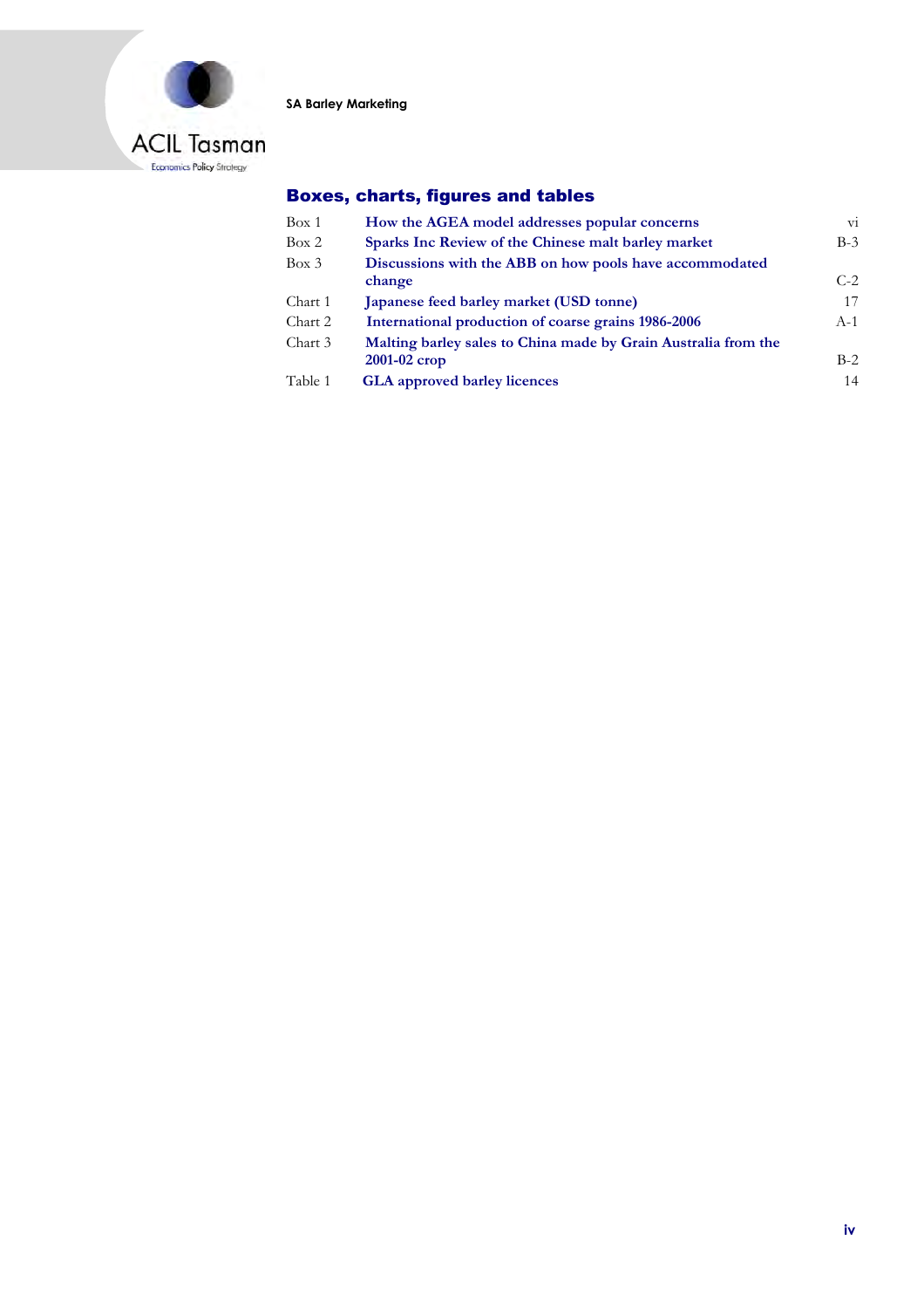## Boxes, charts, figures and tables

| | | |
|---|---|---|
| Box 1 | How the AGEA model addresses popular concerns | vi |
| Box 2 | Sparks Inc Review of the Chinese malt barley market | B-3 |
| Box 3 | Discussions with the ABB on how pools have accommodated change | C-2 |
| Chart 1 | Japanese feed barley market (USD tonne) | 17 |
| Chart 2 | International production of coarse grains 1986-2006 | A-1 |
| Chart 3 | Malting barley sales to China made by Grain Australia from the 2001-02 crop | B-2 |
| Table 1 | GLA approved barley licences | 14 |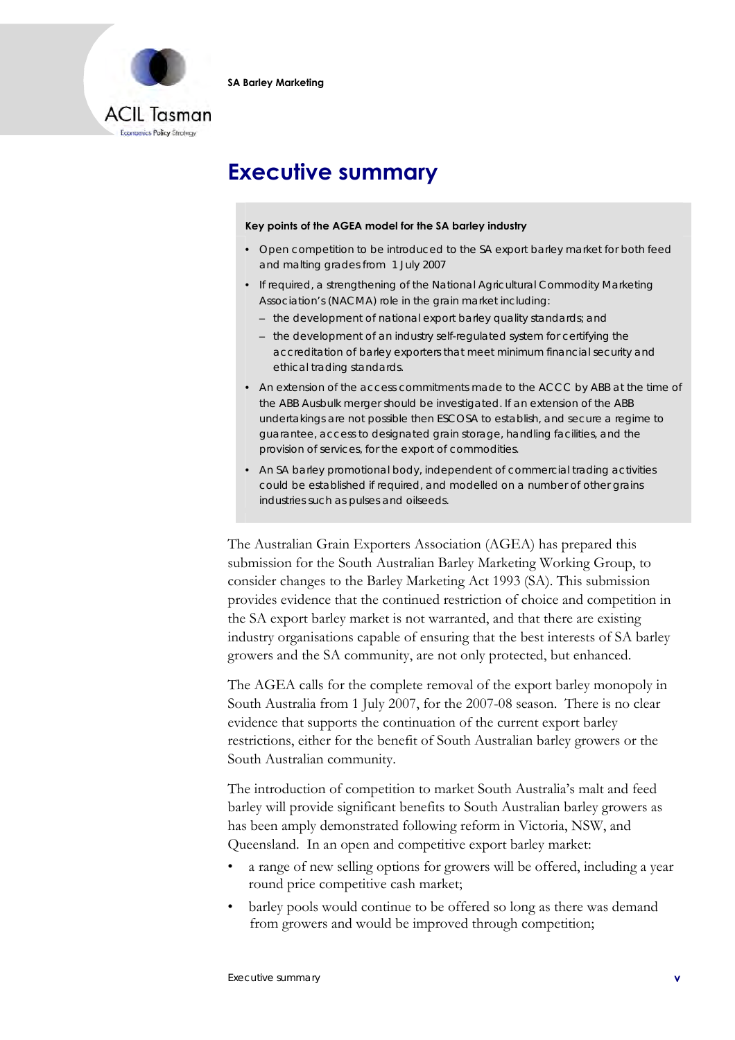# Executive summary

**Key points of the AGEA model for the SA barley industry**

- Open competition to be introduced to the SA export barley market for both feed and malting grades from 1 July 2007
- If required, a strengthening of the National Agricultural Commodity Marketing Association's (NACMA) role in the grain market including:
  - the development of national export barley quality standards; and
  - the development of an industry self-regulated system for certifying the accreditation of barley exporters that meet minimum financial security and ethical trading standards.
- An extension of the access commitments made to the ACCC by ABB at the time of the ABB Ausbulk merger should be investigated. If an extension of the ABB undertakings are not possible then ESCOSA to establish, and secure a regime to guarantee, access to designated grain storage, handling facilities, and the provision of services, for the export of commodities.
- An SA barley promotional body, independent of commercial trading activities could be established if required, and modelled on a number of other grains industries such as pulses and oilseeds.

The Australian Grain Exporters Association (AGEA) has prepared this submission for the South Australian Barley Marketing Working Group, to consider changes to the Barley Marketing Act 1993 (SA). This submission provides evidence that the continued restriction of choice and competition in the SA export barley market is not warranted, and that there are existing industry organisations capable of ensuring that the best interests of SA barley growers and the SA community, are not only protected, but enhanced.

The AGEA calls for the complete removal of the export barley monopoly in South Australia from 1 July 2007, for the 2007-08 season. There is no clear evidence that supports the continuation of the current export barley restrictions, either for the benefit of South Australian barley growers or the South Australian community.

The introduction of competition to market South Australia's malt and feed barley will provide significant benefits to South Australian barley growers as has been amply demonstrated following reform in Victoria, NSW, and Queensland. In an open and competitive export barley market:

- a range of new selling options for growers will be offered, including a year round price competitive cash market;
- barley pools would continue to be offered so long as there was demand from growers and would be improved through competition;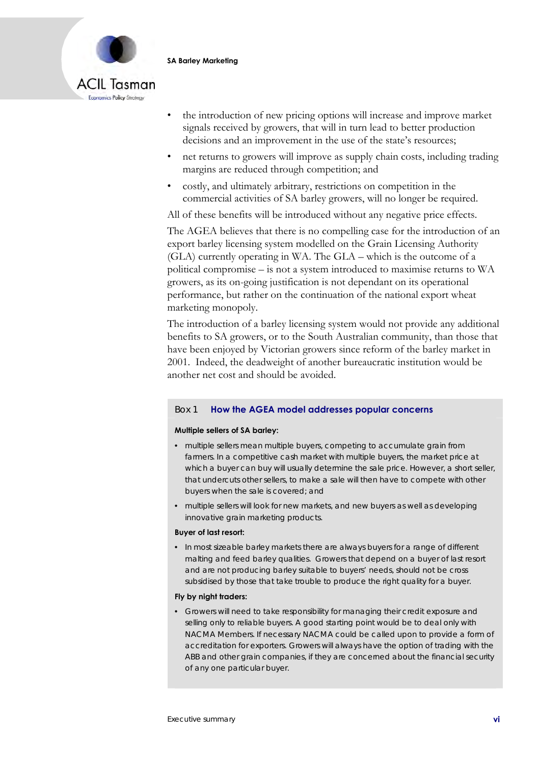- the introduction of new pricing options will increase and improve market signals received by growers, that will in turn lead to better production decisions and an improvement in the use of the state's resources;
- net returns to growers will improve as supply chain costs, including trading margins are reduced through competition; and
- costly, and ultimately arbitrary, restrictions on competition in the commercial activities of SA barley growers, will no longer be required.

All of these benefits will be introduced without any negative price effects.

The AGEA believes that there is no compelling case for the introduction of an export barley licensing system modelled on the Grain Licensing Authority (GLA) currently operating in WA. The GLA – which is the outcome of a political compromise – is not a system introduced to maximise returns to WA growers, as its on-going justification is not dependant on its operational performance, but rather on the continuation of the national export wheat marketing monopoly.

The introduction of a barley licensing system would not provide any additional benefits to SA growers, or to the South Australian community, than those that have been enjoyed by Victorian growers since reform of the barley market in 2001. Indeed, the deadweight of another bureaucratic institution would be another net cost and should be avoided.

> **Box 1 How the AGEA model addresses popular concerns**
>
> **Multiple sellers of SA barley:**
>
> - multiple sellers mean multiple buyers, competing to accumulate grain from farmers. In a competitive cash market with multiple buyers, the market price at which a buyer can buy will usually determine the sale price. However, a short seller, that undercuts other sellers, to make a sale will then have to compete with other buyers when the sale is covered; and
> - multiple sellers will look for new markets, and new buyers as well as developing innovative grain marketing products.
>
> **Buyer of last resort:**
>
> - In most sizeable barley markets there are always buyers for a range of different malting and feed barley qualities. Growers that depend on a buyer of last resort and are not producing barley suitable to buyers' needs, should not be cross subsidised by those that take trouble to produce the right quality for a buyer.
>
> **Fly by night traders:**
>
> - Growers will need to take responsibility for managing their credit exposure and selling only to reliable buyers. A good starting point would be to deal only with NACMA Members. If necessary NACMA could be called upon to provide a form of accreditation for exporters. Growers will always have the option of trading with the ABB and other grain companies, if they are concerned about the financial security of any one particular buyer.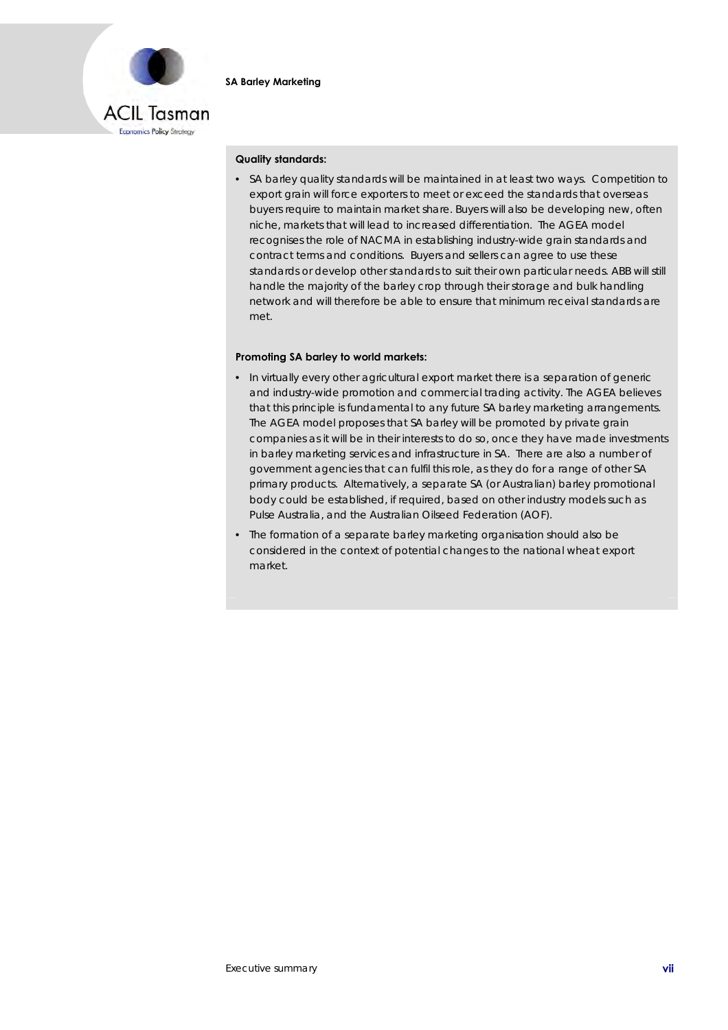**Quality standards:**

- SA barley quality standards will be maintained in at least two ways. Competition to export grain will force exporters to meet or exceed the standards that overseas buyers require to maintain market share. Buyers will also be developing new, often niche, markets that will lead to increased differentiation. The AGEA model recognises the role of NACMA in establishing industry-wide grain standards and contract terms and conditions. Buyers and sellers can agree to use these standards or develop other standards to suit their own particular needs. ABB will still handle the majority of the barley crop through their storage and bulk handling network and will therefore be able to ensure that minimum receival standards are met.

**Promoting SA barley to world markets:**

- In virtually every other agricultural export market there is a separation of generic and industry-wide promotion and commercial trading activity. The AGEA believes that this principle is fundamental to any future SA barley marketing arrangements. The AGEA model proposes that SA barley will be promoted by private grain companies as it will be in their interests to do so, once they have made investments in barley marketing services and infrastructure in SA. There are also a number of government agencies that can fulfil this role, as they do for a range of other SA primary products. Alternatively, a separate SA (or Australian) barley promotional body could be established, if required, based on other industry models such as Pulse Australia, and the Australian Oilseed Federation (AOF).
- The formation of a separate barley marketing organisation should also be considered in the context of potential changes to the national wheat export market.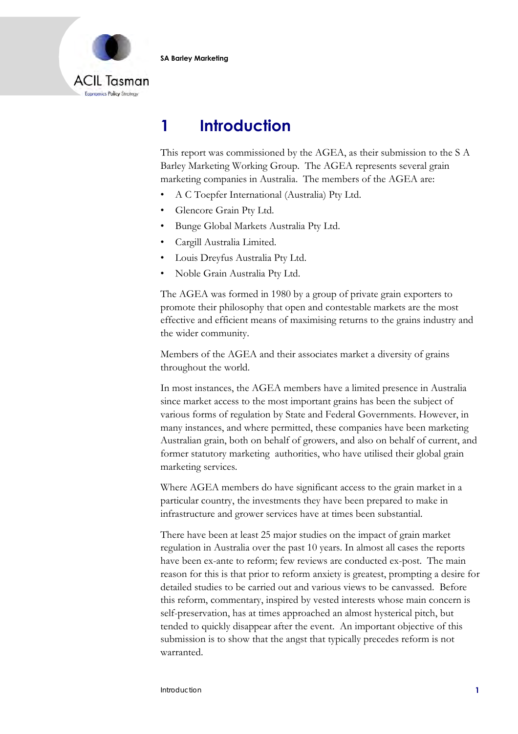# 1 Introduction

This report was commissioned by the AGEA, as their submission to the S A Barley Marketing Working Group. The AGEA represents several grain marketing companies in Australia. The members of the AGEA are:

- A C Toepfer International (Australia) Pty Ltd.
- Glencore Grain Pty Ltd.
- Bunge Global Markets Australia Pty Ltd.
- Cargill Australia Limited.
- Louis Dreyfus Australia Pty Ltd.
- Noble Grain Australia Pty Ltd.

The AGEA was formed in 1980 by a group of private grain exporters to promote their philosophy that open and contestable markets are the most effective and efficient means of maximising returns to the grains industry and the wider community.

Members of the AGEA and their associates market a diversity of grains throughout the world.

In most instances, the AGEA members have a limited presence in Australia since market access to the most important grains has been the subject of various forms of regulation by State and Federal Governments. However, in many instances, and where permitted, these companies have been marketing Australian grain, both on behalf of growers, and also on behalf of current, and former statutory marketing authorities, who have utilised their global grain marketing services.

Where AGEA members do have significant access to the grain market in a particular country, the investments they have been prepared to make in infrastructure and grower services have at times been substantial.

There have been at least 25 major studies on the impact of grain market regulation in Australia over the past 10 years. In almost all cases the reports have been ex-ante to reform; few reviews are conducted ex-post. The main reason for this is that prior to reform anxiety is greatest, prompting a desire for detailed studies to be carried out and various views to be canvassed. Before this reform, commentary, inspired by vested interests whose main concern is self-preservation, has at times approached an almost hysterical pitch, but tended to quickly disappear after the event. An important objective of this submission is to show that the angst that typically precedes reform is not warranted.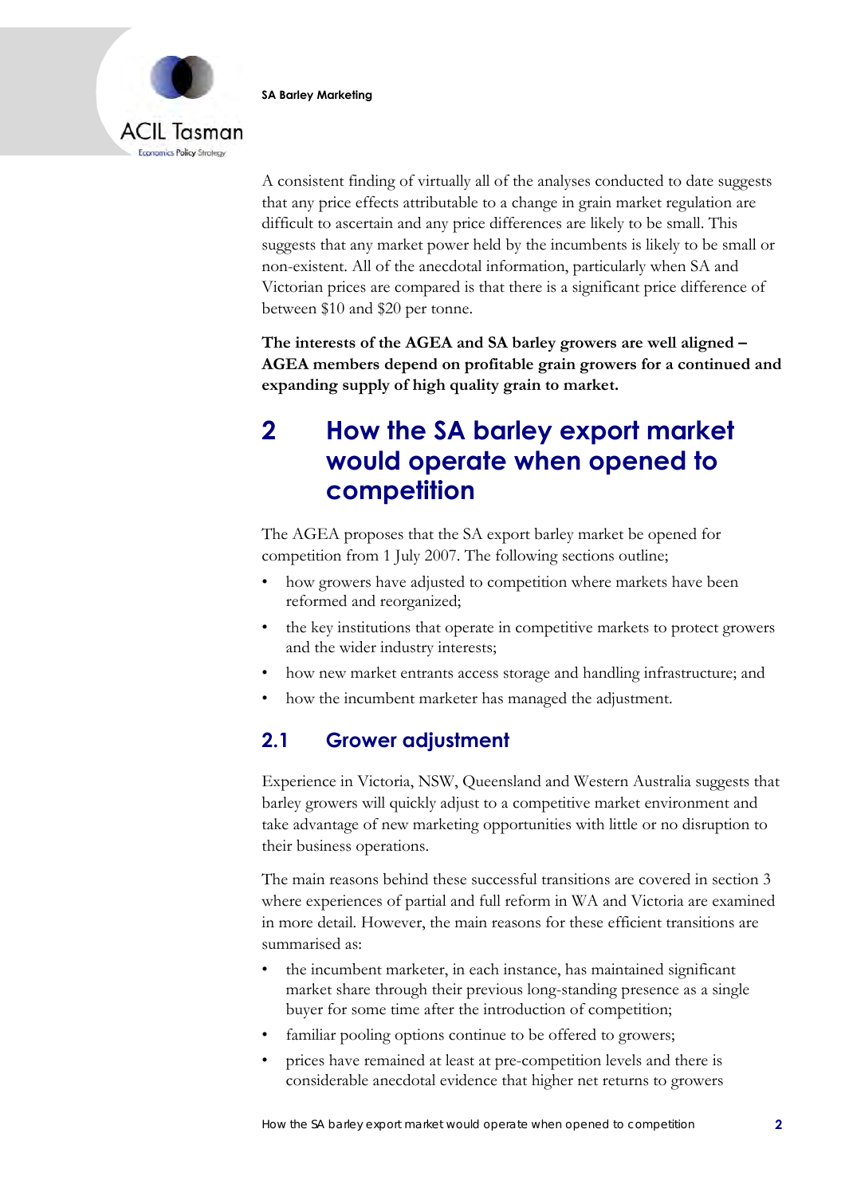A consistent finding of virtually all of the analyses conducted to date suggests that any price effects attributable to a change in grain market regulation are difficult to ascertain and any price differences are likely to be small. This suggests that any market power held by the incumbents is likely to be small or non-existent. All of the anecdotal information, particularly when SA and Victorian prices are compared is that there is a significant price difference of between $10 and $20 per tonne.

**The interests of the AGEA and SA barley growers are well aligned – AGEA members depend on profitable grain growers for a continued and expanding supply of high quality grain to market.**

# 2 How the SA barley export market would operate when opened to competition

The AGEA proposes that the SA export barley market be opened for competition from 1 July 2007. The following sections outline;

- how growers have adjusted to competition where markets have been reformed and reorganized;
- the key institutions that operate in competitive markets to protect growers and the wider industry interests;
- how new market entrants access storage and handling infrastructure; and
- how the incumbent marketer has managed the adjustment.

## 2.1 Grower adjustment

Experience in Victoria, NSW, Queensland and Western Australia suggests that barley growers will quickly adjust to a competitive market environment and take advantage of new marketing opportunities with little or no disruption to their business operations.

The main reasons behind these successful transitions are covered in section 3 where experiences of partial and full reform in WA and Victoria are examined in more detail. However, the main reasons for these efficient transitions are summarised as:

- the incumbent marketer, in each instance, has maintained significant market share through their previous long-standing presence as a single buyer for some time after the introduction of competition;
- familiar pooling options continue to be offered to growers;
- prices have remained at least at pre-competition levels and there is considerable anecdotal evidence that higher net returns to growers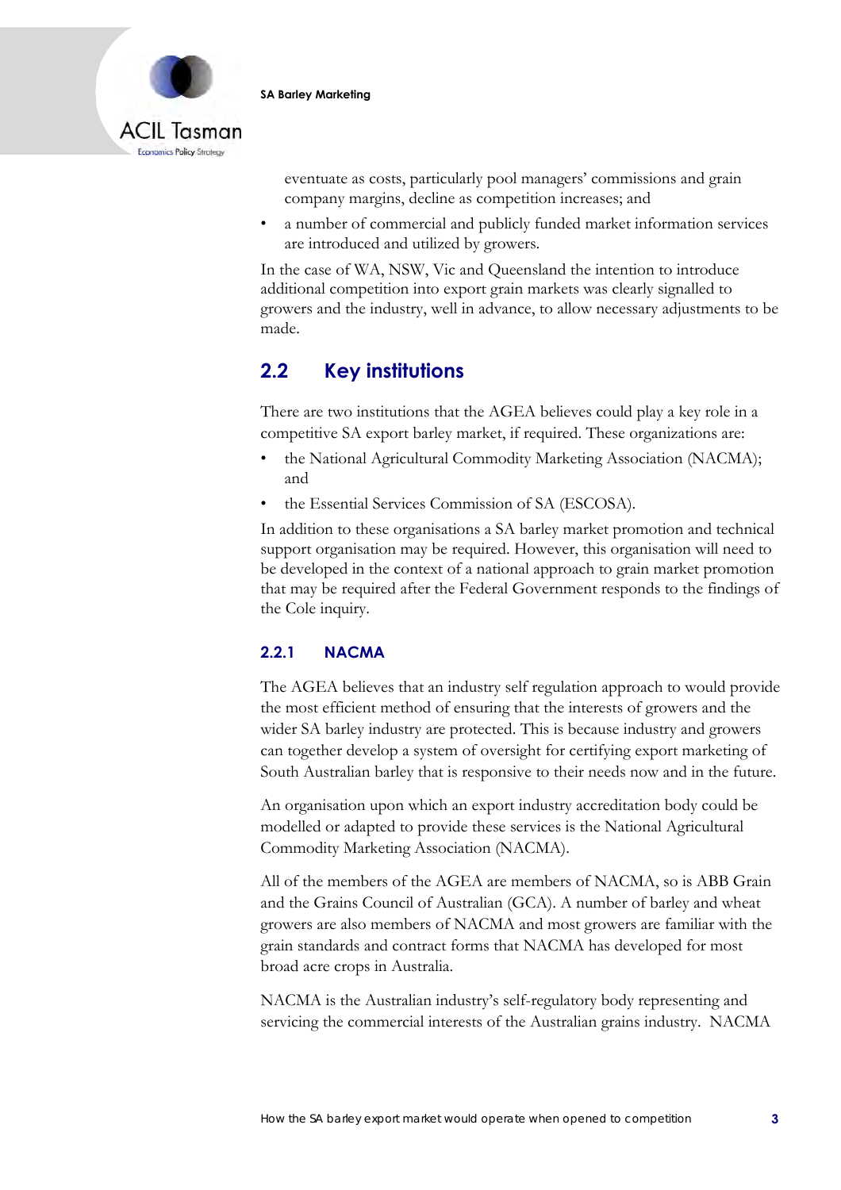eventuate as costs, particularly pool managers' commissions and grain company margins, decline as competition increases; and

- a number of commercial and publicly funded market information services are introduced and utilized by growers.

In the case of WA, NSW, Vic and Queensland the intention to introduce additional competition into export grain markets was clearly signalled to growers and the industry, well in advance, to allow necessary adjustments to be made.

## 2.2 Key institutions

There are two institutions that the AGEA believes could play a key role in a competitive SA export barley market, if required. These organizations are:

- the National Agricultural Commodity Marketing Association (NACMA); and
- the Essential Services Commission of SA (ESCOSA).

In addition to these organisations a SA barley market promotion and technical support organisation may be required. However, this organisation will need to be developed in the context of a national approach to grain market promotion that may be required after the Federal Government responds to the findings of the Cole inquiry.

### 2.2.1 NACMA

The AGEA believes that an industry self regulation approach to would provide the most efficient method of ensuring that the interests of growers and the wider SA barley industry are protected. This is because industry and growers can together develop a system of oversight for certifying export marketing of South Australian barley that is responsive to their needs now and in the future.

An organisation upon which an export industry accreditation body could be modelled or adapted to provide these services is the National Agricultural Commodity Marketing Association (NACMA).

All of the members of the AGEA are members of NACMA, so is ABB Grain and the Grains Council of Australian (GCA). A number of barley and wheat growers are also members of NACMA and most growers are familiar with the grain standards and contract forms that NACMA has developed for most broad acre crops in Australia.

NACMA is the Australian industry's self-regulatory body representing and servicing the commercial interests of the Australian grains industry. NACMA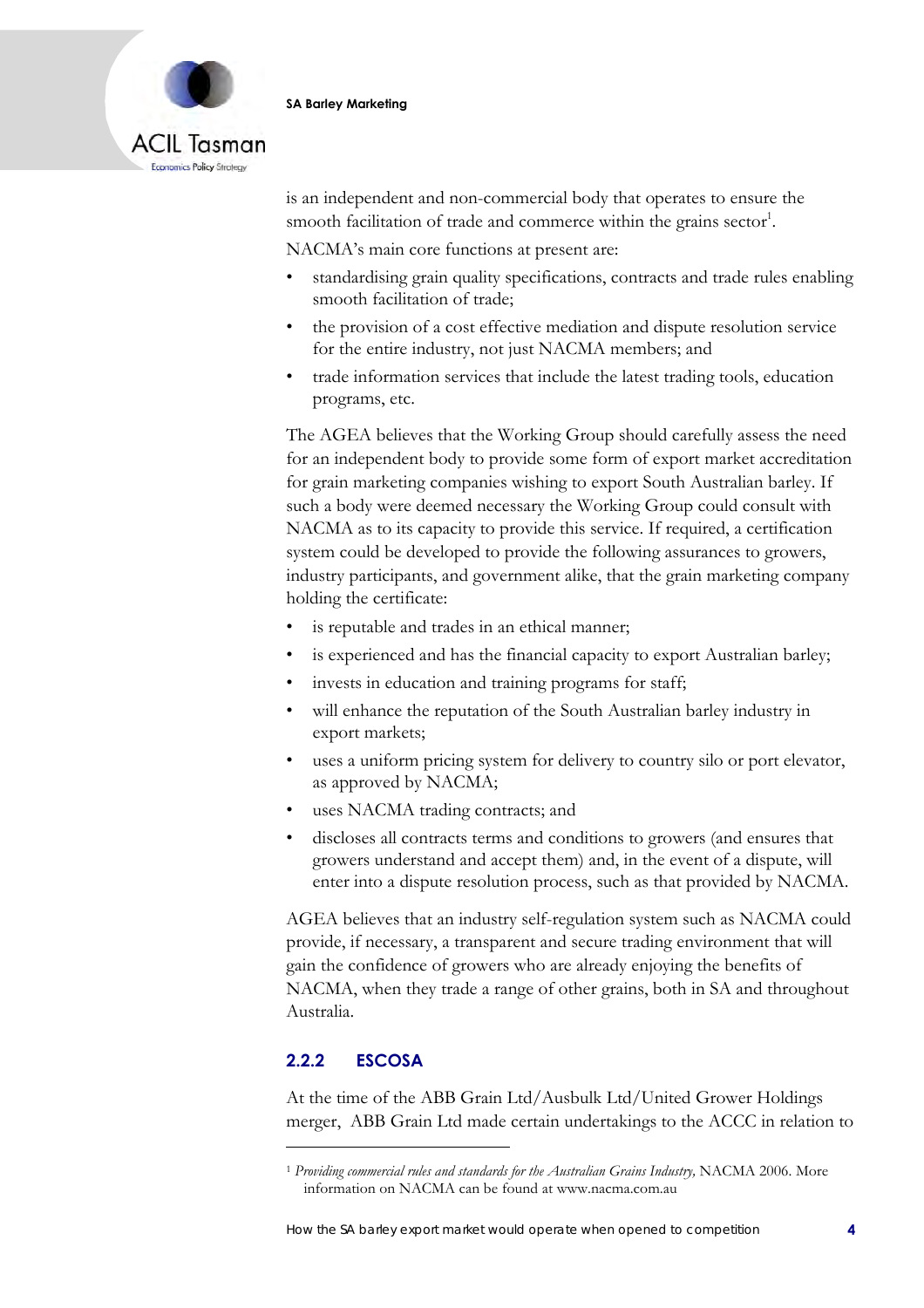is an independent and non-commercial body that operates to ensure the smooth facilitation of trade and commerce within the grains sector[1].

NACMA's main core functions at present are:

- standardising grain quality specifications, contracts and trade rules enabling smooth facilitation of trade;
- the provision of a cost effective mediation and dispute resolution service for the entire industry, not just NACMA members; and
- trade information services that include the latest trading tools, education programs, etc.

The AGEA believes that the Working Group should carefully assess the need for an independent body to provide some form of export market accreditation for grain marketing companies wishing to export South Australian barley. If such a body were deemed necessary the Working Group could consult with NACMA as to its capacity to provide this service. If required, a certification system could be developed to provide the following assurances to growers, industry participants, and government alike, that the grain marketing company holding the certificate:

- is reputable and trades in an ethical manner;
- is experienced and has the financial capacity to export Australian barley;
- invests in education and training programs for staff;
- will enhance the reputation of the South Australian barley industry in export markets;
- uses a uniform pricing system for delivery to country silo or port elevator, as approved by NACMA;
- uses NACMA trading contracts; and
- discloses all contracts terms and conditions to growers (and ensures that growers understand and accept them) and, in the event of a dispute, will enter into a dispute resolution process, such as that provided by NACMA.

AGEA believes that an industry self-regulation system such as NACMA could provide, if necessary, a transparent and secure trading environment that will gain the confidence of growers who are already enjoying the benefits of NACMA, when they trade a range of other grains, both in SA and throughout Australia.

### 2.2.2 ESCOSA

At the time of the ABB Grain Ltd/Ausbulk Ltd/United Grower Holdings merger, ABB Grain Ltd made certain undertakings to the ACCC in relation to

---

[1] *Providing commercial rules and standards for the Australian Grains Industry,* NACMA 2006. More information on NACMA can be found at www.nacma.com.au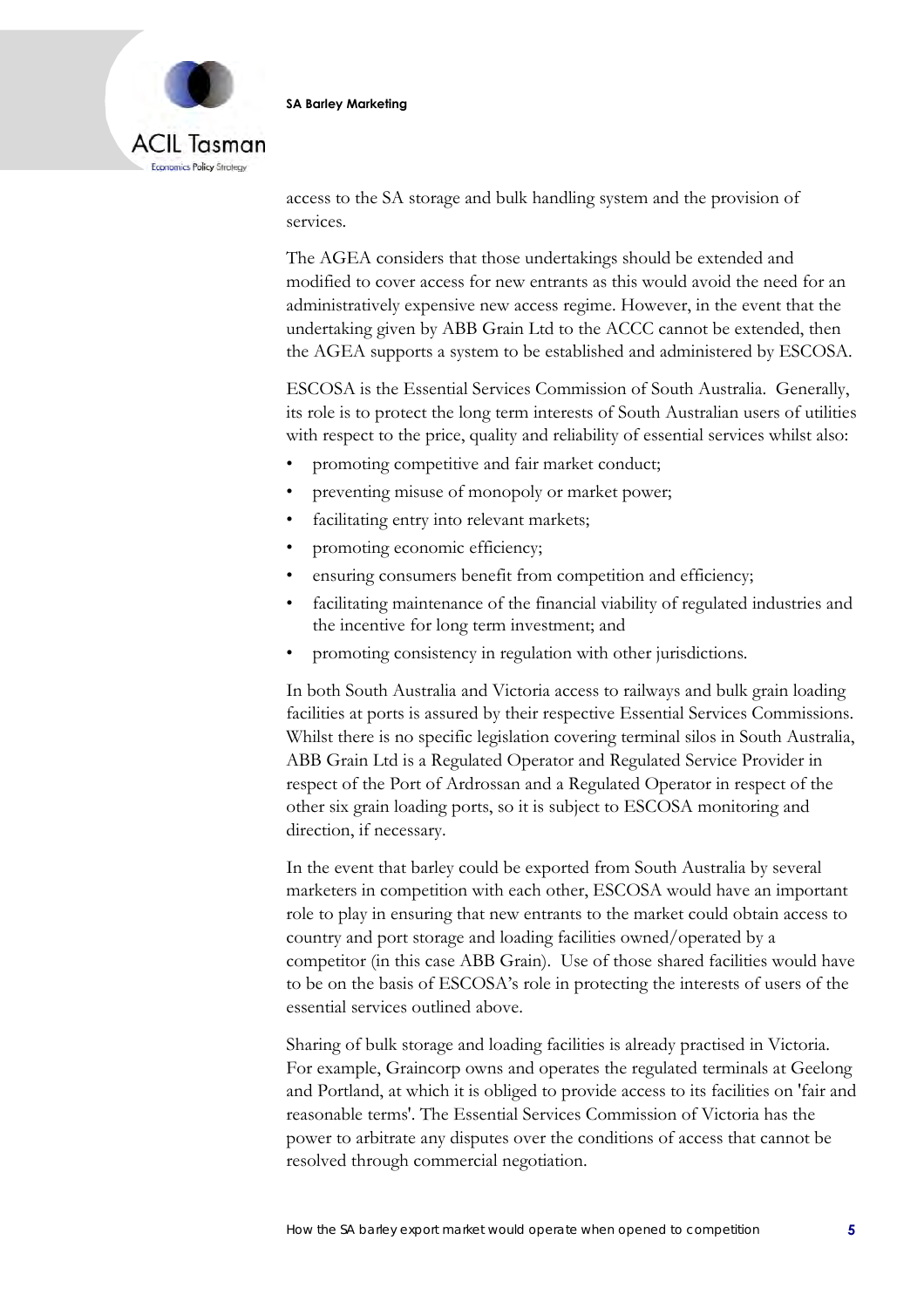access to the SA storage and bulk handling system and the provision of services.

The AGEA considers that those undertakings should be extended and modified to cover access for new entrants as this would avoid the need for an administratively expensive new access regime. However, in the event that the undertaking given by ABB Grain Ltd to the ACCC cannot be extended, then the AGEA supports a system to be established and administered by ESCOSA.

ESCOSA is the Essential Services Commission of South Australia. Generally, its role is to protect the long term interests of South Australian users of utilities with respect to the price, quality and reliability of essential services whilst also:

- promoting competitive and fair market conduct;
- preventing misuse of monopoly or market power;
- facilitating entry into relevant markets;
- promoting economic efficiency;
- ensuring consumers benefit from competition and efficiency;
- facilitating maintenance of the financial viability of regulated industries and the incentive for long term investment; and
- promoting consistency in regulation with other jurisdictions.

In both South Australia and Victoria access to railways and bulk grain loading facilities at ports is assured by their respective Essential Services Commissions. Whilst there is no specific legislation covering terminal silos in South Australia, ABB Grain Ltd is a Regulated Operator and Regulated Service Provider in respect of the Port of Ardrossan and a Regulated Operator in respect of the other six grain loading ports, so it is subject to ESCOSA monitoring and direction, if necessary.

In the event that barley could be exported from South Australia by several marketers in competition with each other, ESCOSA would have an important role to play in ensuring that new entrants to the market could obtain access to country and port storage and loading facilities owned/operated by a competitor (in this case ABB Grain). Use of those shared facilities would have to be on the basis of ESCOSA's role in protecting the interests of users of the essential services outlined above.

Sharing of bulk storage and loading facilities is already practised in Victoria. For example, Graincorp owns and operates the regulated terminals at Geelong and Portland, at which it is obliged to provide access to its facilities on 'fair and reasonable terms'. The Essential Services Commission of Victoria has the power to arbitrate any disputes over the conditions of access that cannot be resolved through commercial negotiation.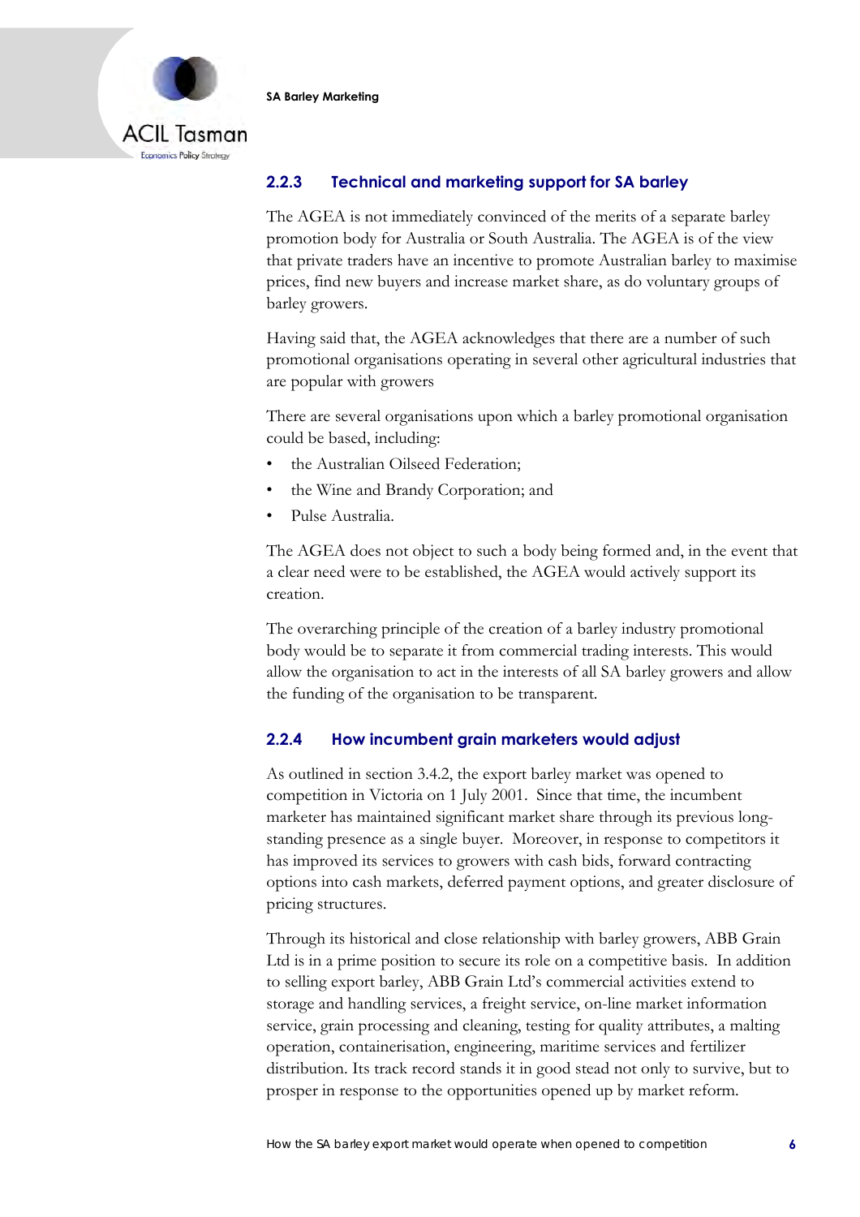### 2.2.3 Technical and marketing support for SA barley

The AGEA is not immediately convinced of the merits of a separate barley promotion body for Australia or South Australia. The AGEA is of the view that private traders have an incentive to promote Australian barley to maximise prices, find new buyers and increase market share, as do voluntary groups of barley growers.

Having said that, the AGEA acknowledges that there are a number of such promotional organisations operating in several other agricultural industries that are popular with growers

There are several organisations upon which a barley promotional organisation could be based, including:

- the Australian Oilseed Federation;
- the Wine and Brandy Corporation; and
- Pulse Australia.

The AGEA does not object to such a body being formed and, in the event that a clear need were to be established, the AGEA would actively support its creation.

The overarching principle of the creation of a barley industry promotional body would be to separate it from commercial trading interests. This would allow the organisation to act in the interests of all SA barley growers and allow the funding of the organisation to be transparent.

### 2.2.4 How incumbent grain marketers would adjust

As outlined in section 3.4.2, the export barley market was opened to competition in Victoria on 1 July 2001. Since that time, the incumbent marketer has maintained significant market share through its previous long-standing presence as a single buyer. Moreover, in response to competitors it has improved its services to growers with cash bids, forward contracting options into cash markets, deferred payment options, and greater disclosure of pricing structures.

Through its historical and close relationship with barley growers, ABB Grain Ltd is in a prime position to secure its role on a competitive basis. In addition to selling export barley, ABB Grain Ltd's commercial activities extend to storage and handling services, a freight service, on-line market information service, grain processing and cleaning, testing for quality attributes, a malting operation, containerisation, engineering, maritime services and fertilizer distribution. Its track record stands it in good stead not only to survive, but to prosper in response to the opportunities opened up by market reform.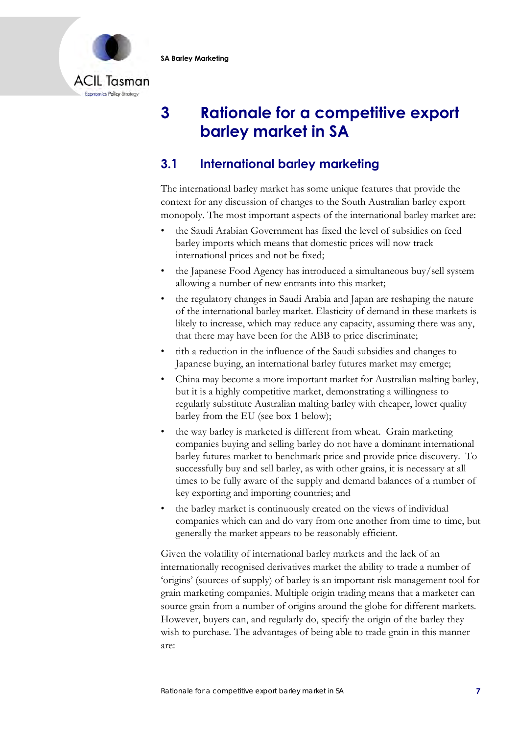# 3 Rationale for a competitive export barley market in SA

## 3.1 International barley marketing

The international barley market has some unique features that provide the context for any discussion of changes to the South Australian barley export monopoly. The most important aspects of the international barley market are:

- the Saudi Arabian Government has fixed the level of subsidies on feed barley imports which means that domestic prices will now track international prices and not be fixed;
- the Japanese Food Agency has introduced a simultaneous buy/sell system allowing a number of new entrants into this market;
- the regulatory changes in Saudi Arabia and Japan are reshaping the nature of the international barley market. Elasticity of demand in these markets is likely to increase, which may reduce any capacity, assuming there was any, that there may have been for the ABB to price discriminate;
- tith a reduction in the influence of the Saudi subsidies and changes to Japanese buying, an international barley futures market may emerge;
- China may become a more important market for Australian malting barley, but it is a highly competitive market, demonstrating a willingness to regularly substitute Australian malting barley with cheaper, lower quality barley from the EU (see box 1 below);
- the way barley is marketed is different from wheat. Grain marketing companies buying and selling barley do not have a dominant international barley futures market to benchmark price and provide price discovery. To successfully buy and sell barley, as with other grains, it is necessary at all times to be fully aware of the supply and demand balances of a number of key exporting and importing countries; and
- the barley market is continuously created on the views of individual companies which can and do vary from one another from time to time, but generally the market appears to be reasonably efficient.

Given the volatility of international barley markets and the lack of an internationally recognised derivatives market the ability to trade a number of 'origins' (sources of supply) of barley is an important risk management tool for grain marketing companies. Multiple origin trading means that a marketer can source grain from a number of origins around the globe for different markets. However, buyers can, and regularly do, specify the origin of the barley they wish to purchase. The advantages of being able to trade grain in this manner are: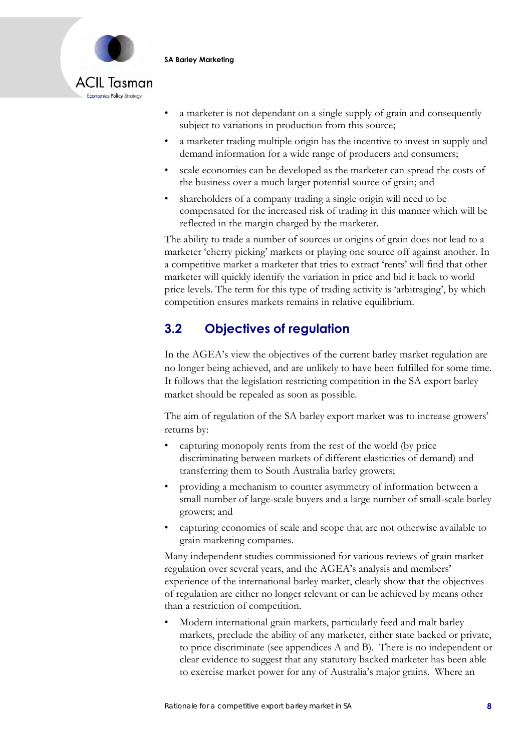- a marketer is not dependant on a single supply of grain and consequently subject to variations in production from this source;
- a marketer trading multiple origin has the incentive to invest in supply and demand information for a wide range of producers and consumers;
- scale economies can be developed as the marketer can spread the costs of the business over a much larger potential source of grain; and
- shareholders of a company trading a single origin will need to be compensated for the increased risk of trading in this manner which will be reflected in the margin charged by the marketer.

The ability to trade a number of sources or origins of grain does not lead to a marketer 'cherry picking' markets or playing one source off against another. In a competitive market a marketer that tries to extract 'rents' will find that other marketer will quickly identify the variation in price and bid it back to world price levels. The term for this type of trading activity is 'arbitraging', by which competition ensures markets remains in relative equilibrium.

## 3.2 Objectives of regulation

In the AGEA's view the objectives of the current barley market regulation are no longer being achieved, and are unlikely to have been fulfilled for some time. It follows that the legislation restricting competition in the SA export barley market should be repealed as soon as possible.

The aim of regulation of the SA barley export market was to increase growers' returns by:

- capturing monopoly rents from the rest of the world (by price discriminating between markets of different elasticities of demand) and transferring them to South Australia barley growers;
- providing a mechanism to counter asymmetry of information between a small number of large-scale buyers and a large number of small-scale barley growers; and
- capturing economies of scale and scope that are not otherwise available to grain marketing companies.

Many independent studies commissioned for various reviews of grain market regulation over several years, and the AGEA's analysis and members' experience of the international barley market, clearly show that the objectives of regulation are either no longer relevant or can be achieved by means other than a restriction of competition.

- Modern international grain markets, particularly feed and malt barley markets, preclude the ability of any marketer, either state backed or private, to price discriminate (see appendices A and B). There is no independent or clear evidence to suggest that any statutory backed marketer has been able to exercise market power for any of Australia's major grains. Where an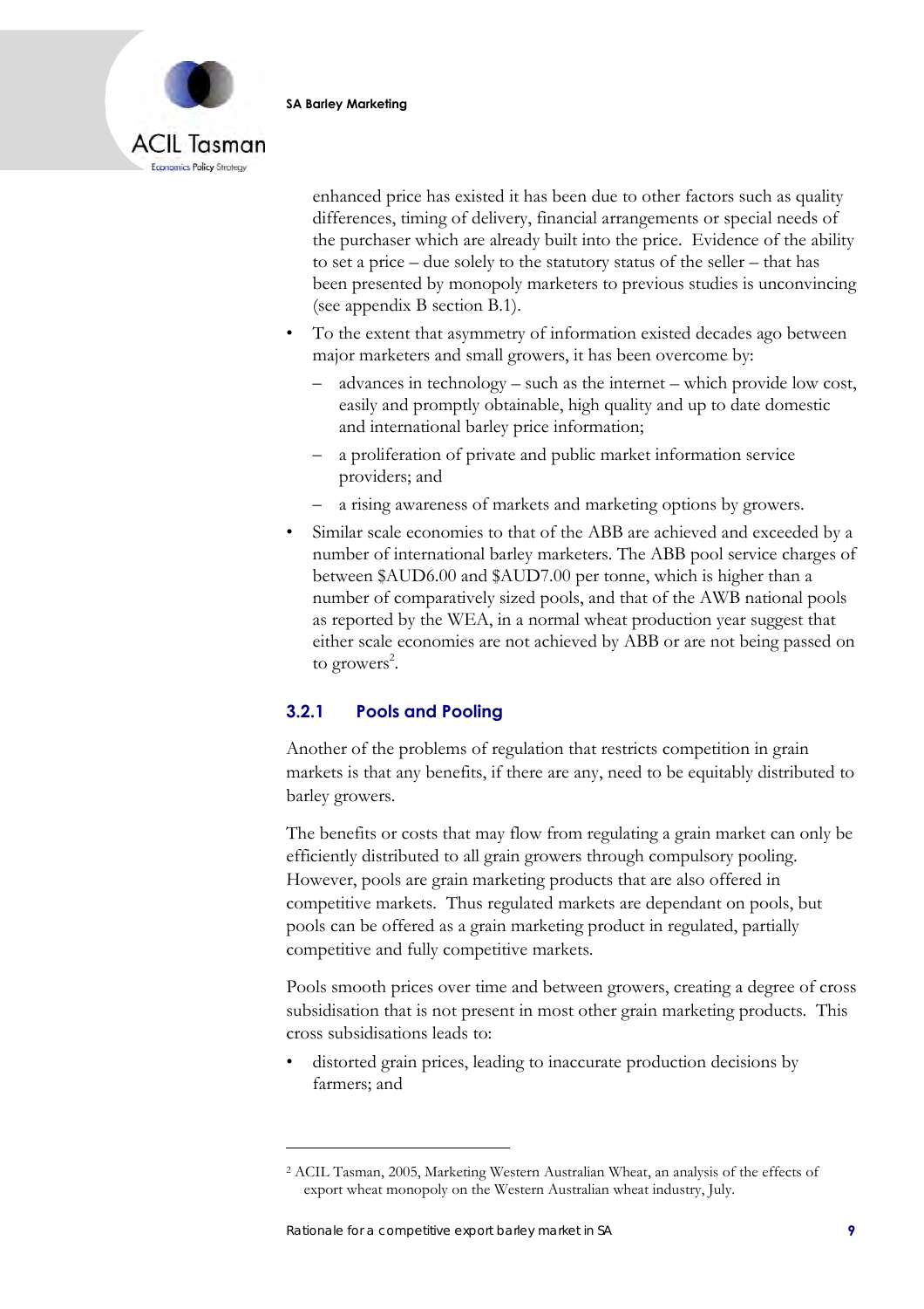enhanced price has existed it has been due to other factors such as quality differences, timing of delivery, financial arrangements or special needs of the purchaser which are already built into the price. Evidence of the ability to set a price – due solely to the statutory status of the seller – that has been presented by monopoly marketers to previous studies is unconvincing (see appendix B section B.1).

- To the extent that asymmetry of information existed decades ago between major marketers and small growers, it has been overcome by:
  - advances in technology – such as the internet – which provide low cost, easily and promptly obtainable, high quality and up to date domestic and international barley price information;
  - a proliferation of private and public market information service providers; and
  - a rising awareness of markets and marketing options by growers.
- Similar scale economies to that of the ABB are achieved and exceeded by a number of international barley marketers. The ABB pool service charges of between $AUD6.00 and $AUD7.00 per tonne, which is higher than a number of comparatively sized pools, and that of the AWB national pools as reported by the WEA, in a normal wheat production year suggest that either scale economies are not achieved by ABB or are not being passed on to growers[2].

### 3.2.1 Pools and Pooling

Another of the problems of regulation that restricts competition in grain markets is that any benefits, if there are any, need to be equitably distributed to barley growers.

The benefits or costs that may flow from regulating a grain market can only be efficiently distributed to all grain growers through compulsory pooling. However, pools are grain marketing products that are also offered in competitive markets. Thus regulated markets are dependant on pools, but pools can be offered as a grain marketing product in regulated, partially competitive and fully competitive markets.

Pools smooth prices over time and between growers, creating a degree of cross subsidisation that is not present in most other grain marketing products. This cross subsidisations leads to:

- distorted grain prices, leading to inaccurate production decisions by farmers; and

---

[2] ACIL Tasman, 2005, Marketing Western Australian Wheat, an analysis of the effects of export wheat monopoly on the Western Australian wheat industry, July.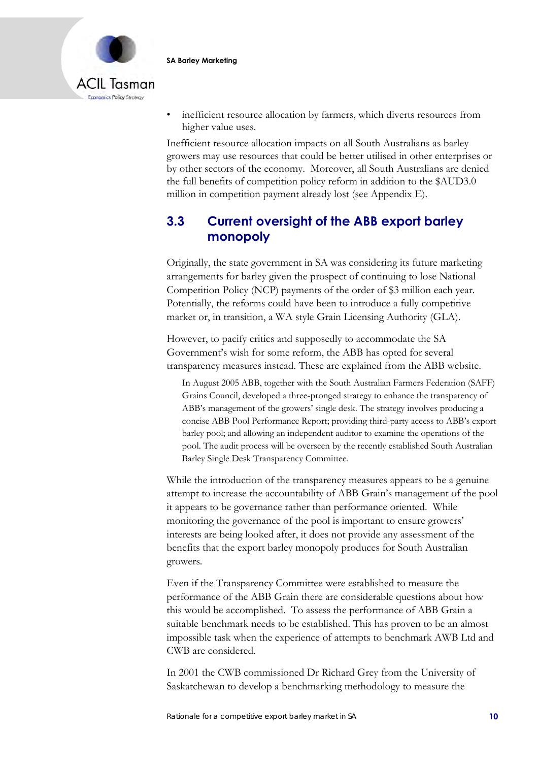- inefficient resource allocation by farmers, which diverts resources from higher value uses.

Inefficient resource allocation impacts on all South Australians as barley growers may use resources that could be better utilised in other enterprises or by other sectors of the economy. Moreover, all South Australians are denied the full benefits of competition policy reform in addition to the $AUD3.0 million in competition payment already lost (see Appendix E).

## 3.3 Current oversight of the ABB export barley monopoly

Originally, the state government in SA was considering its future marketing arrangements for barley given the prospect of continuing to lose National Competition Policy (NCP) payments of the order of $3 million each year. Potentially, the reforms could have been to introduce a fully competitive market or, in transition, a WA style Grain Licensing Authority (GLA).

However, to pacify critics and supposedly to accommodate the SA Government's wish for some reform, the ABB has opted for several transparency measures instead. These are explained from the ABB website.

> In August 2005 ABB, together with the South Australian Farmers Federation (SAFF) Grains Council, developed a three-pronged strategy to enhance the transparency of ABB's management of the growers' single desk. The strategy involves producing a concise ABB Pool Performance Report; providing third-party access to ABB's export barley pool; and allowing an independent auditor to examine the operations of the pool. The audit process will be overseen by the recently established South Australian Barley Single Desk Transparency Committee.

While the introduction of the transparency measures appears to be a genuine attempt to increase the accountability of ABB Grain's management of the pool it appears to be governance rather than performance oriented. While monitoring the governance of the pool is important to ensure growers' interests are being looked after, it does not provide any assessment of the benefits that the export barley monopoly produces for South Australian growers.

Even if the Transparency Committee were established to measure the performance of the ABB Grain there are considerable questions about how this would be accomplished. To assess the performance of ABB Grain a suitable benchmark needs to be established. This has proven to be an almost impossible task when the experience of attempts to benchmark AWB Ltd and CWB are considered.

In 2001 the CWB commissioned Dr Richard Grey from the University of Saskatchewan to develop a benchmarking methodology to measure the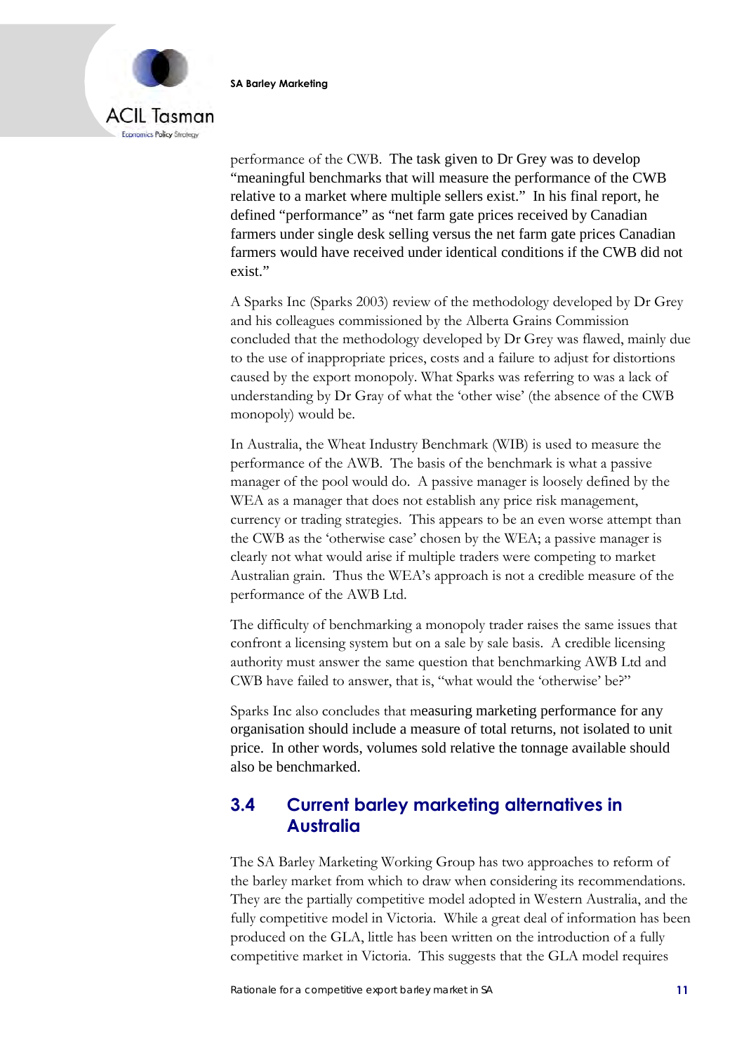performance of the CWB. The task given to Dr Grey was to develop "meaningful benchmarks that will measure the performance of the CWB relative to a market where multiple sellers exist." In his final report, he defined "performance" as "net farm gate prices received by Canadian farmers under single desk selling versus the net farm gate prices Canadian farmers would have received under identical conditions if the CWB did not exist."

A Sparks Inc (Sparks 2003) review of the methodology developed by Dr Grey and his colleagues commissioned by the Alberta Grains Commission concluded that the methodology developed by Dr Grey was flawed, mainly due to the use of inappropriate prices, costs and a failure to adjust for distortions caused by the export monopoly. What Sparks was referring to was a lack of understanding by Dr Gray of what the 'other wise' (the absence of the CWB monopoly) would be.

In Australia, the Wheat Industry Benchmark (WIB) is used to measure the performance of the AWB. The basis of the benchmark is what a passive manager of the pool would do. A passive manager is loosely defined by the WEA as a manager that does not establish any price risk management, currency or trading strategies. This appears to be an even worse attempt than the CWB as the 'otherwise case' chosen by the WEA; a passive manager is clearly not what would arise if multiple traders were competing to market Australian grain. Thus the WEA's approach is not a credible measure of the performance of the AWB Ltd.

The difficulty of benchmarking a monopoly trader raises the same issues that confront a licensing system but on a sale by sale basis. A credible licensing authority must answer the same question that benchmarking AWB Ltd and CWB have failed to answer, that is, "what would the 'otherwise' be?"

Sparks Inc also concludes that measuring marketing performance for any organisation should include a measure of total returns, not isolated to unit price. In other words, volumes sold relative the tonnage available should also be benchmarked.

## 3.4 Current barley marketing alternatives in Australia

The SA Barley Marketing Working Group has two approaches to reform of the barley market from which to draw when considering its recommendations. They are the partially competitive model adopted in Western Australia, and the fully competitive model in Victoria. While a great deal of information has been produced on the GLA, little has been written on the introduction of a fully competitive market in Victoria. This suggests that the GLA model requires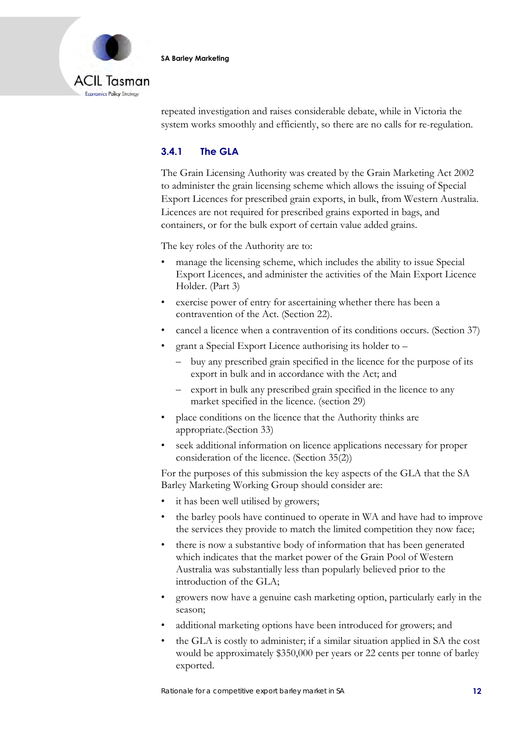repeated investigation and raises considerable debate, while in Victoria the system works smoothly and efficiently, so there are no calls for re-regulation.

### 3.4.1 The GLA

The Grain Licensing Authority was created by the Grain Marketing Act 2002 to administer the grain licensing scheme which allows the issuing of Special Export Licences for prescribed grain exports, in bulk, from Western Australia. Licences are not required for prescribed grains exported in bags, and containers, or for the bulk export of certain value added grains.

The key roles of the Authority are to:

- manage the licensing scheme, which includes the ability to issue Special Export Licences, and administer the activities of the Main Export Licence Holder. (Part 3)
- exercise power of entry for ascertaining whether there has been a contravention of the Act. (Section 22).
- cancel a licence when a contravention of its conditions occurs. (Section 37)
- grant a Special Export Licence authorising its holder to –
  - buy any prescribed grain specified in the licence for the purpose of its export in bulk and in accordance with the Act; and
  - export in bulk any prescribed grain specified in the licence to any market specified in the licence. (section 29)
- place conditions on the licence that the Authority thinks are appropriate.(Section 33)
- seek additional information on licence applications necessary for proper consideration of the licence. (Section 35(2))

For the purposes of this submission the key aspects of the GLA that the SA Barley Marketing Working Group should consider are:

- it has been well utilised by growers;
- the barley pools have continued to operate in WA and have had to improve the services they provide to match the limited competition they now face;
- there is now a substantive body of information that has been generated which indicates that the market power of the Grain Pool of Western Australia was substantially less than popularly believed prior to the introduction of the GLA;
- growers now have a genuine cash marketing option, particularly early in the season;
- additional marketing options have been introduced for growers; and
- the GLA is costly to administer; if a similar situation applied in SA the cost would be approximately $350,000 per years or 22 cents per tonne of barley exported.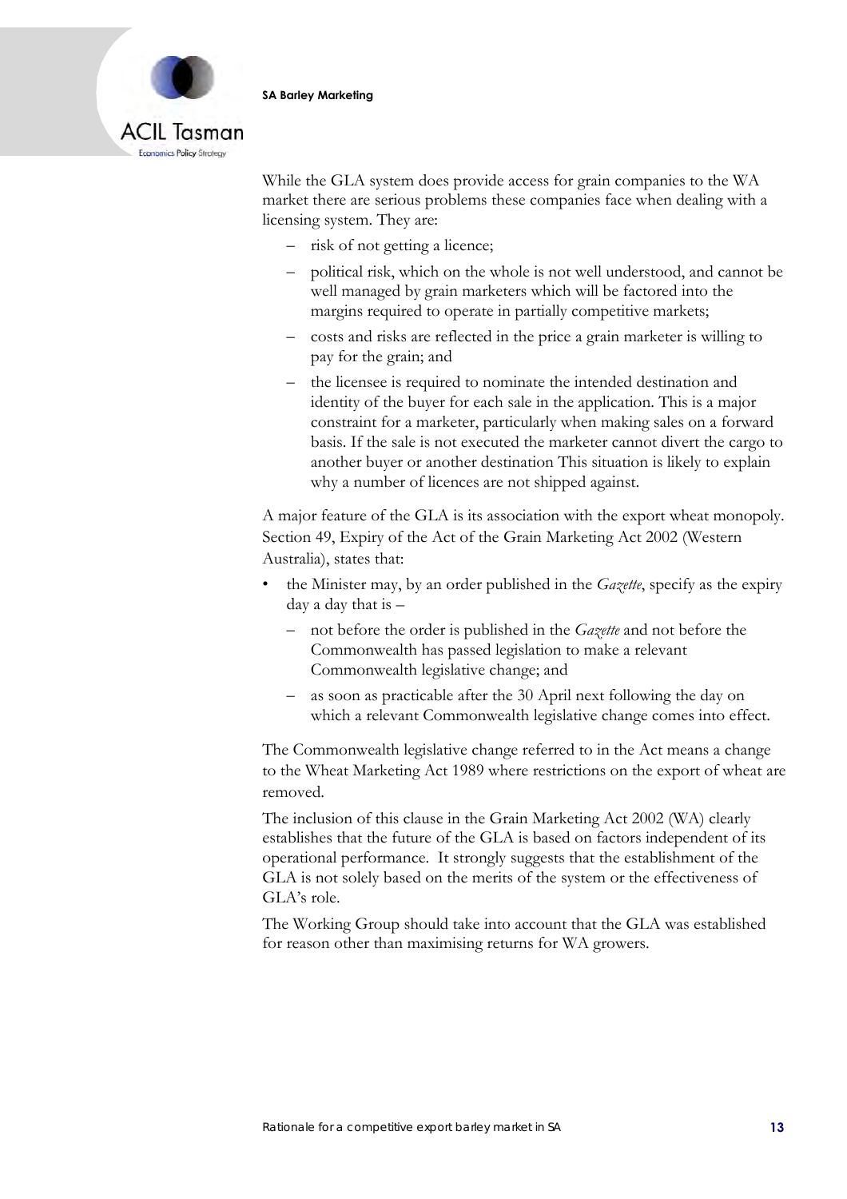While the GLA system does provide access for grain companies to the WA market there are serious problems these companies face when dealing with a licensing system. They are:

- risk of not getting a licence;
- political risk, which on the whole is not well understood, and cannot be well managed by grain marketers which will be factored into the margins required to operate in partially competitive markets;
- costs and risks are reflected in the price a grain marketer is willing to pay for the grain; and
- the licensee is required to nominate the intended destination and identity of the buyer for each sale in the application. This is a major constraint for a marketer, particularly when making sales on a forward basis. If the sale is not executed the marketer cannot divert the cargo to another buyer or another destination This situation is likely to explain why a number of licences are not shipped against.

A major feature of the GLA is its association with the export wheat monopoly. Section 49, Expiry of the Act of the Grain Marketing Act 2002 (Western Australia), states that:

- the Minister may, by an order published in the *Gazette*, specify as the expiry day a day that is –
  - not before the order is published in the *Gazette* and not before the Commonwealth has passed legislation to make a relevant Commonwealth legislative change; and
  - as soon as practicable after the 30 April next following the day on which a relevant Commonwealth legislative change comes into effect.

The Commonwealth legislative change referred to in the Act means a change to the Wheat Marketing Act 1989 where restrictions on the export of wheat are removed.

The inclusion of this clause in the Grain Marketing Act 2002 (WA) clearly establishes that the future of the GLA is based on factors independent of its operational performance. It strongly suggests that the establishment of the GLA is not solely based on the merits of the system or the effectiveness of GLA's role.

The Working Group should take into account that the GLA was established for reason other than maximising returns for WA growers.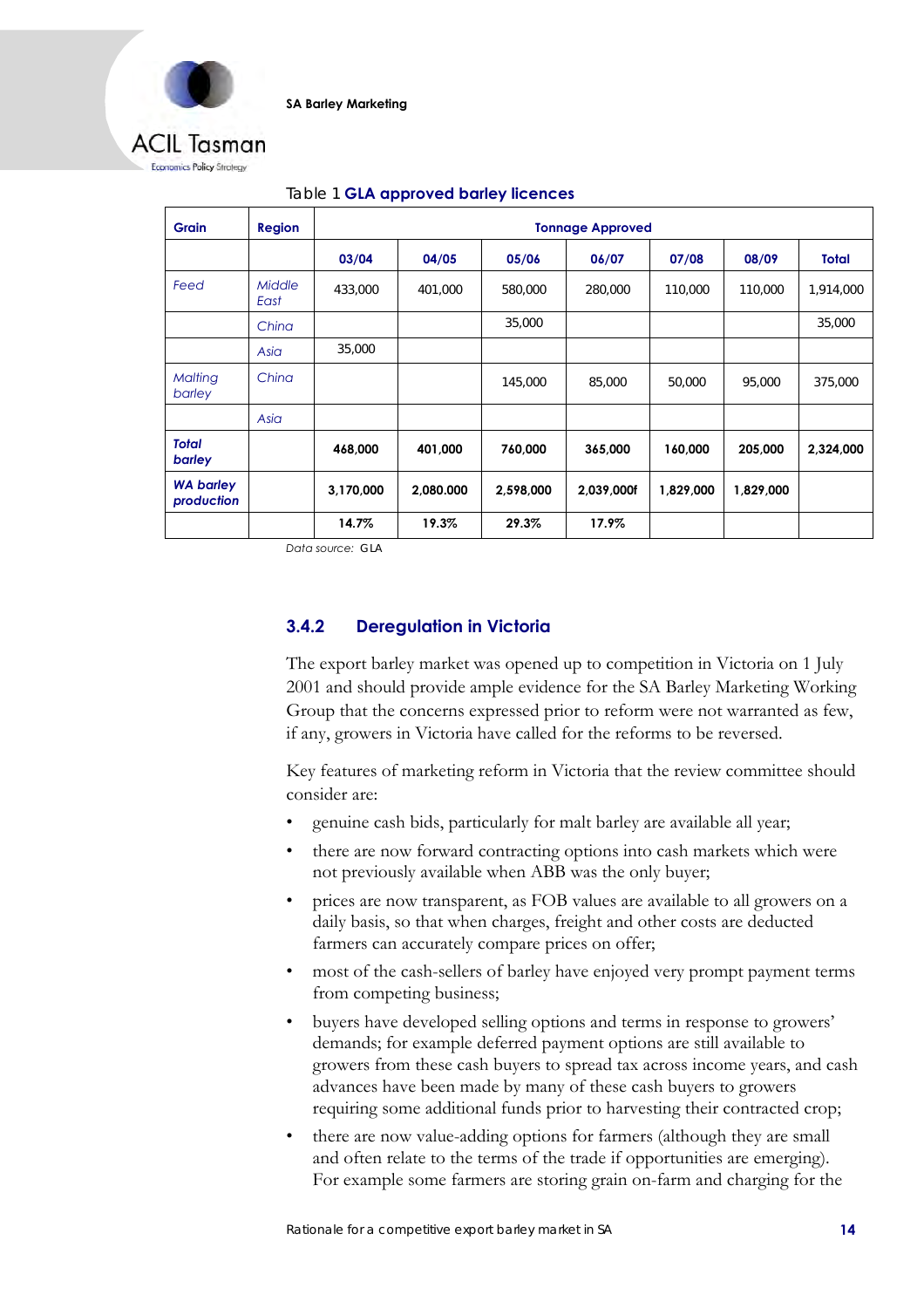Table 1 **GLA approved barley licences**

| Grain | Region | Tonnage Approved | | | | | | |
|---|---|---|---|---|---|---|---|---|
| | | 03/04 | 04/05 | 05/06 | 06/07 | 07/08 | 08/09 | Total |
| *Feed* | *Middle East* | 433,000 | 401,000 | 580,000 | 280,000 | 110,000 | 110,000 | 1,914,000 |
| | *China* | | | 35,000 | | | | 35,000 |
| | *Asia* | 35,000 | | | | | | |
| *Malting barley* | *China* | | | 145,000 | 85,000 | 50,000 | 95,000 | 375,000 |
| | *Asia* | | | | | | | |
| ***Total barley*** | | **468,000** | **401,000** | **760,000** | **365,000** | **160,000** | **205,000** | **2,324,000** |
| ***WA barley production*** | | **3,170,000** | **2,080.000** | **2,598,000** | **2,039,000f** | **1,829,000** | **1,829,000** | |
| | | **14.7%** | **19.3%** | **29.3%** | **17.9%** | | | |

*Data source:* GLA

### 3.4.2 Deregulation in Victoria

The export barley market was opened up to competition in Victoria on 1 July 2001 and should provide ample evidence for the SA Barley Marketing Working Group that the concerns expressed prior to reform were not warranted as few, if any, growers in Victoria have called for the reforms to be reversed.

Key features of marketing reform in Victoria that the review committee should consider are:

- genuine cash bids, particularly for malt barley are available all year;
- there are now forward contracting options into cash markets which were not previously available when ABB was the only buyer;
- prices are now transparent, as FOB values are available to all growers on a daily basis, so that when charges, freight and other costs are deducted farmers can accurately compare prices on offer;
- most of the cash-sellers of barley have enjoyed very prompt payment terms from competing business;
- buyers have developed selling options and terms in response to growers' demands; for example deferred payment options are still available to growers from these cash buyers to spread tax across income years, and cash advances have been made by many of these cash buyers to growers requiring some additional funds prior to harvesting their contracted crop;
- there are now value-adding options for farmers (although they are small and often relate to the terms of the trade if opportunities are emerging). For example some farmers are storing grain on-farm and charging for the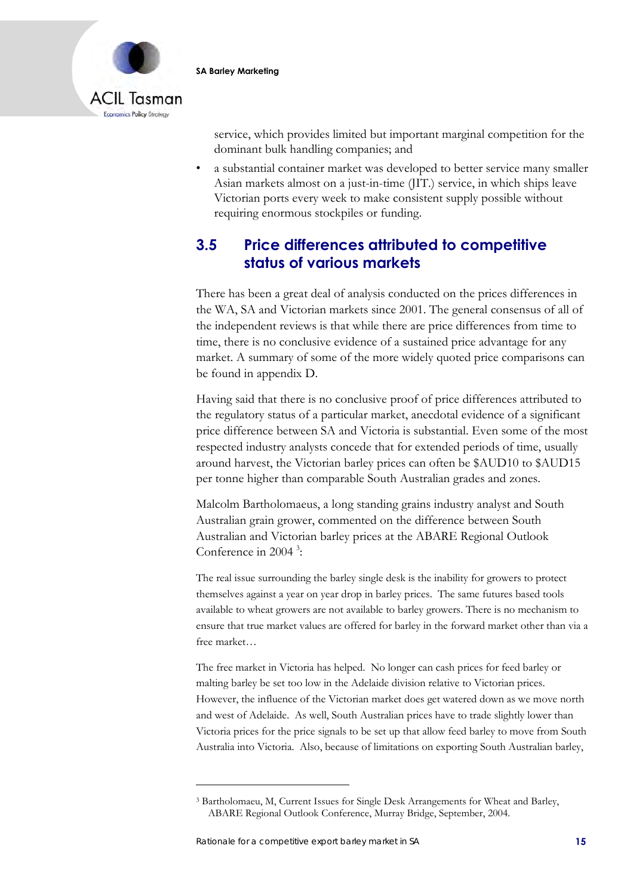service, which provides limited but important marginal competition for the dominant bulk handling companies; and

- a substantial container market was developed to better service many smaller Asian markets almost on a just-in-time (JIT.) service, in which ships leave Victorian ports every week to make consistent supply possible without requiring enormous stockpiles or funding.

## 3.5 Price differences attributed to competitive status of various markets

There has been a great deal of analysis conducted on the prices differences in the WA, SA and Victorian markets since 2001. The general consensus of all of the independent reviews is that while there are price differences from time to time, there is no conclusive evidence of a sustained price advantage for any market. A summary of some of the more widely quoted price comparisons can be found in appendix D.

Having said that there is no conclusive proof of price differences attributed to the regulatory status of a particular market, anecdotal evidence of a significant price difference between SA and Victoria is substantial. Even some of the most respected industry analysts concede that for extended periods of time, usually around harvest, the Victorian barley prices can often be $AUD10 to $AUD15 per tonne higher than comparable South Australian grades and zones.

Malcolm Bartholomaeus, a long standing grains industry analyst and South Australian grain grower, commented on the difference between South Australian and Victorian barley prices at the ABARE Regional Outlook Conference in 2004 [3]:

> The real issue surrounding the barley single desk is the inability for growers to protect themselves against a year on year drop in barley prices. The same futures based tools available to wheat growers are not available to barley growers. There is no mechanism to ensure that true market values are offered for barley in the forward market other than via a free market…
>
> The free market in Victoria has helped. No longer can cash prices for feed barley or malting barley be set too low in the Adelaide division relative to Victorian prices. However, the influence of the Victorian market does get watered down as we move north and west of Adelaide. As well, South Australian prices have to trade slightly lower than Victoria prices for the price signals to be set up that allow feed barley to move from South Australia into Victoria. Also, because of limitations on exporting South Australian barley,

---

[3] Bartholomaeu, M, Current Issues for Single Desk Arrangements for Wheat and Barley, ABARE Regional Outlook Conference, Murray Bridge, September, 2004.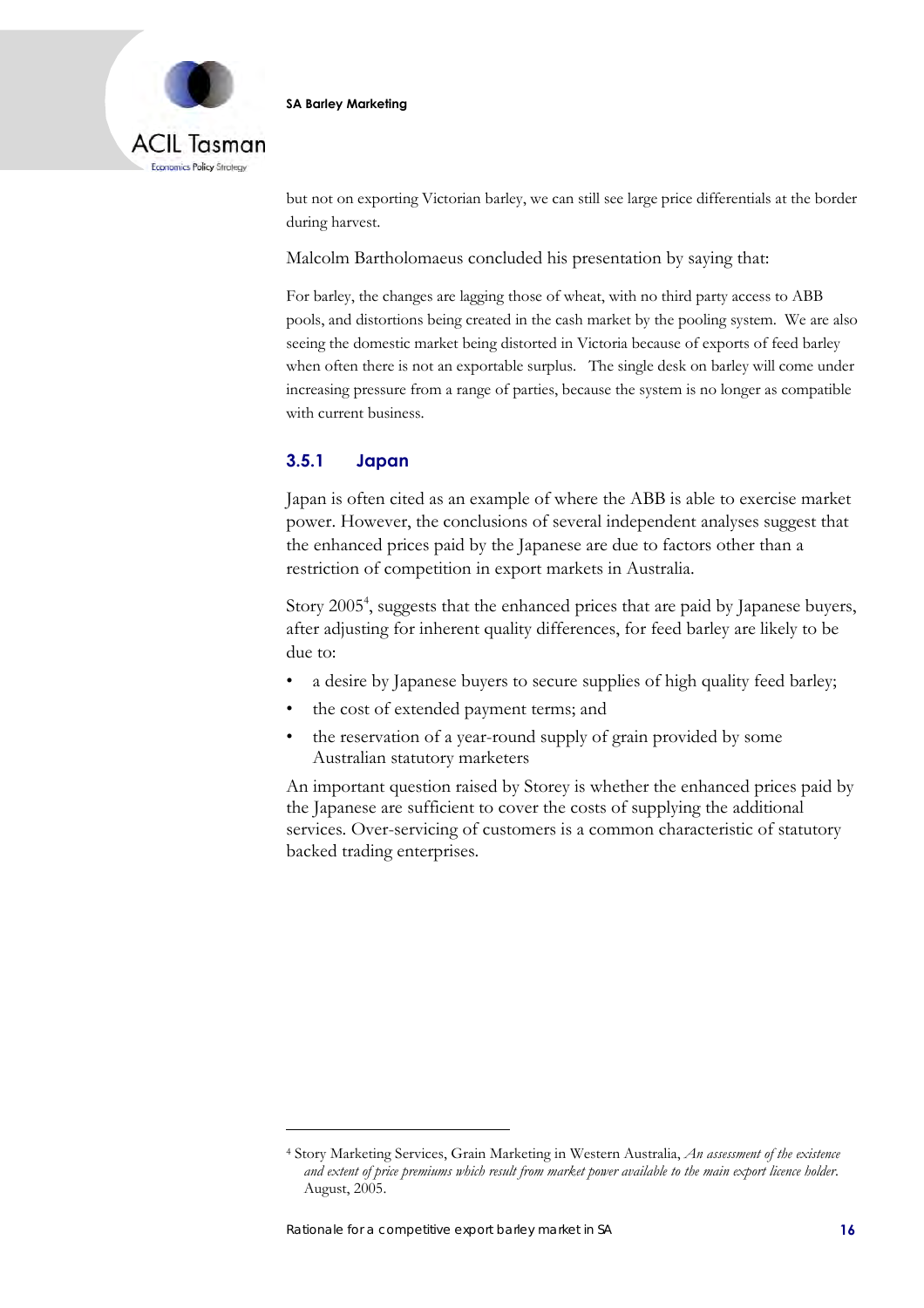but not on exporting Victorian barley, we can still see large price differentials at the border during harvest.

Malcolm Bartholomaeus concluded his presentation by saying that:

> For barley, the changes are lagging those of wheat, with no third party access to ABB pools, and distortions being created in the cash market by the pooling system. We are also seeing the domestic market being distorted in Victoria because of exports of feed barley when often there is not an exportable surplus. The single desk on barley will come under increasing pressure from a range of parties, because the system is no longer as compatible with current business.

### 3.5.1 Japan

Japan is often cited as an example of where the ABB is able to exercise market power. However, the conclusions of several independent analyses suggest that the enhanced prices paid by the Japanese are due to factors other than a restriction of competition in export markets in Australia.

Story 2005[4], suggests that the enhanced prices that are paid by Japanese buyers, after adjusting for inherent quality differences, for feed barley are likely to be due to:

- a desire by Japanese buyers to secure supplies of high quality feed barley;
- the cost of extended payment terms; and
- the reservation of a year-round supply of grain provided by some Australian statutory marketers

An important question raised by Storey is whether the enhanced prices paid by the Japanese are sufficient to cover the costs of supplying the additional services. Over-servicing of customers is a common characteristic of statutory backed trading enterprises.

---

[4] Story Marketing Services, Grain Marketing in Western Australia, *An assessment of the existence and extent of price premiums which result from market power available to the main export licence holder.* August, 2005.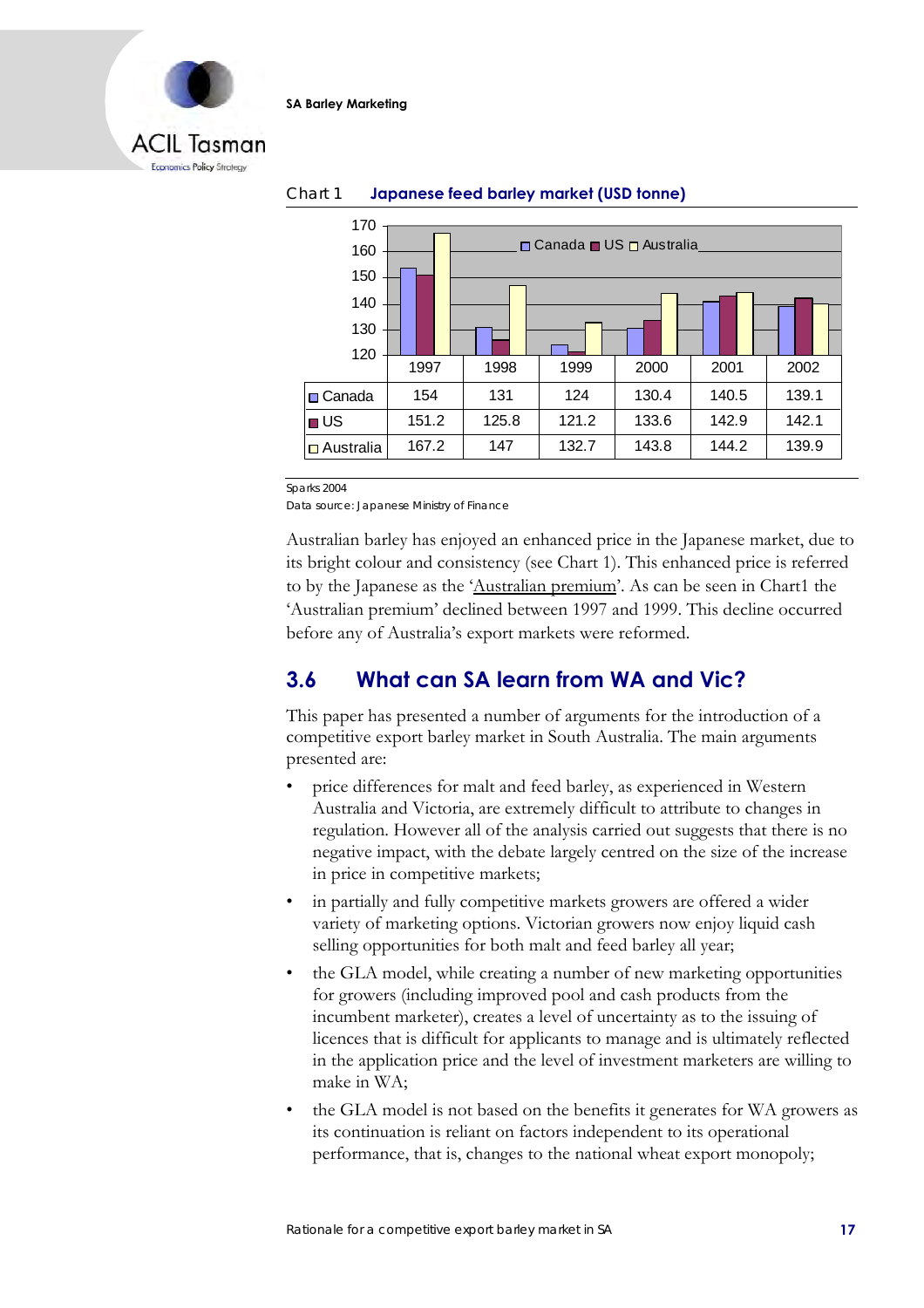Chart 1 **Japanese feed barley market (USD tonne)**

| | 1997 | 1998 | 1999 | 2000 | 2001 | 2002 |
|---|---|---|---|---|---|---|
| Canada | 154 | 131 | 124 | 130.4 | 140.5 | 139.1 |
| US | 151.2 | 125.8 | 121.2 | 133.6 | 142.9 | 142.1 |
| Australia | 167.2 | 147 | 132.7 | 143.8 | 144.2 | 139.9 |

Sparks 2004
Data source: Japanese Ministry of Finance

Australian barley has enjoyed an enhanced price in the Japanese market, due to its bright colour and consistency (see Chart 1). This enhanced price is referred to by the Japanese as the 'Australian premium'. As can be seen in Chart1 the 'Australian premium' declined between 1997 and 1999. This decline occurred before any of Australia's export markets were reformed.

## 3.6 What can SA learn from WA and Vic?

This paper has presented a number of arguments for the introduction of a competitive export barley market in South Australia. The main arguments presented are:

- price differences for malt and feed barley, as experienced in Western Australia and Victoria, are extremely difficult to attribute to changes in regulation. However all of the analysis carried out suggests that there is no negative impact, with the debate largely centred on the size of the increase in price in competitive markets;
- in partially and fully competitive markets growers are offered a wider variety of marketing options. Victorian growers now enjoy liquid cash selling opportunities for both malt and feed barley all year;
- the GLA model, while creating a number of new marketing opportunities for growers (including improved pool and cash products from the incumbent marketer), creates a level of uncertainty as to the issuing of licences that is difficult for applicants to manage and is ultimately reflected in the application price and the level of investment marketers are willing to make in WA;
- the GLA model is not based on the benefits it generates for WA growers as its continuation is reliant on factors independent to its operational performance, that is, changes to the national wheat export monopoly;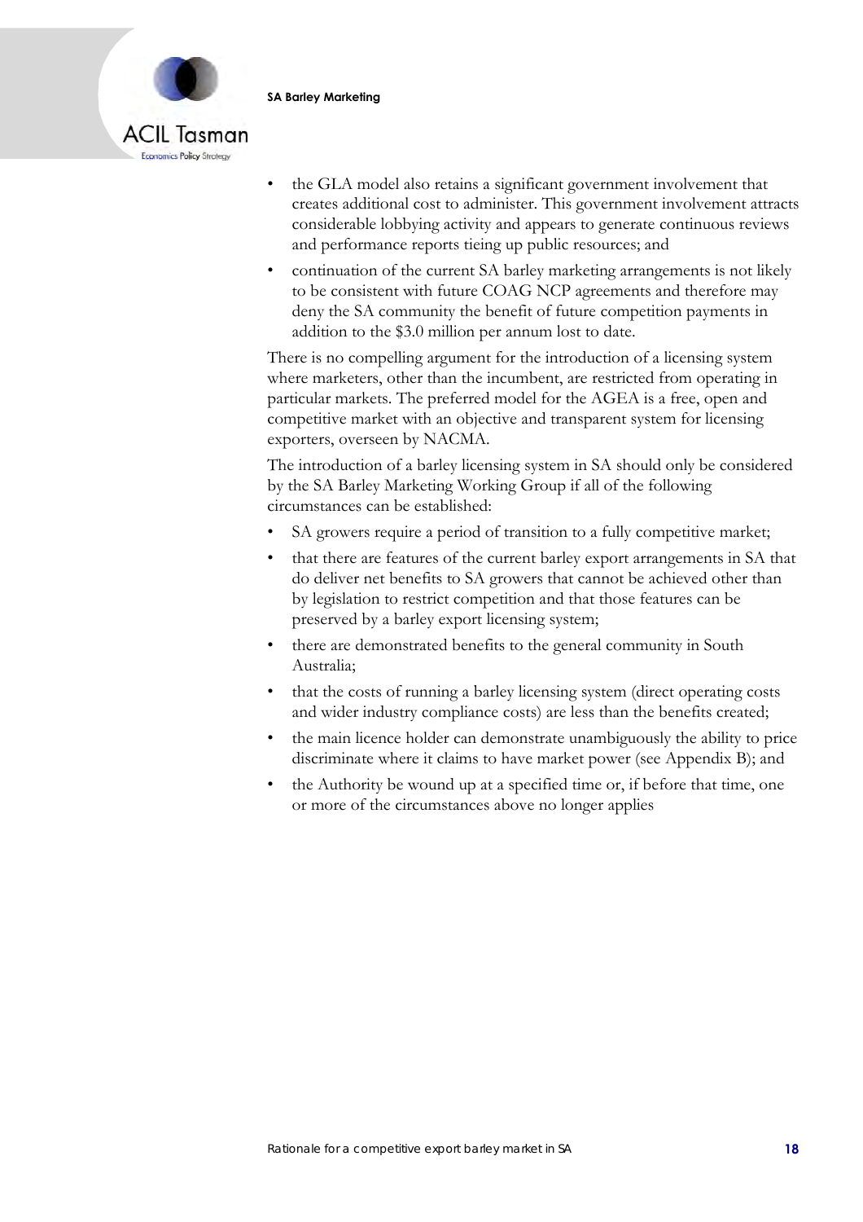- the GLA model also retains a significant government involvement that creates additional cost to administer. This government involvement attracts considerable lobbying activity and appears to generate continuous reviews and performance reports tieing up public resources; and
- continuation of the current SA barley marketing arrangements is not likely to be consistent with future COAG NCP agreements and therefore may deny the SA community the benefit of future competition payments in addition to the $3.0 million per annum lost to date.

There is no compelling argument for the introduction of a licensing system where marketers, other than the incumbent, are restricted from operating in particular markets. The preferred model for the AGEA is a free, open and competitive market with an objective and transparent system for licensing exporters, overseen by NACMA.

The introduction of a barley licensing system in SA should only be considered by the SA Barley Marketing Working Group if all of the following circumstances can be established:

- SA growers require a period of transition to a fully competitive market;
- that there are features of the current barley export arrangements in SA that do deliver net benefits to SA growers that cannot be achieved other than by legislation to restrict competition and that those features can be preserved by a barley export licensing system;
- there are demonstrated benefits to the general community in South Australia;
- that the costs of running a barley licensing system (direct operating costs and wider industry compliance costs) are less than the benefits created;
- the main licence holder can demonstrate unambiguously the ability to price discriminate where it claims to have market power (see Appendix B); and
- the Authority be wound up at a specified time or, if before that time, one or more of the circumstances above no longer applies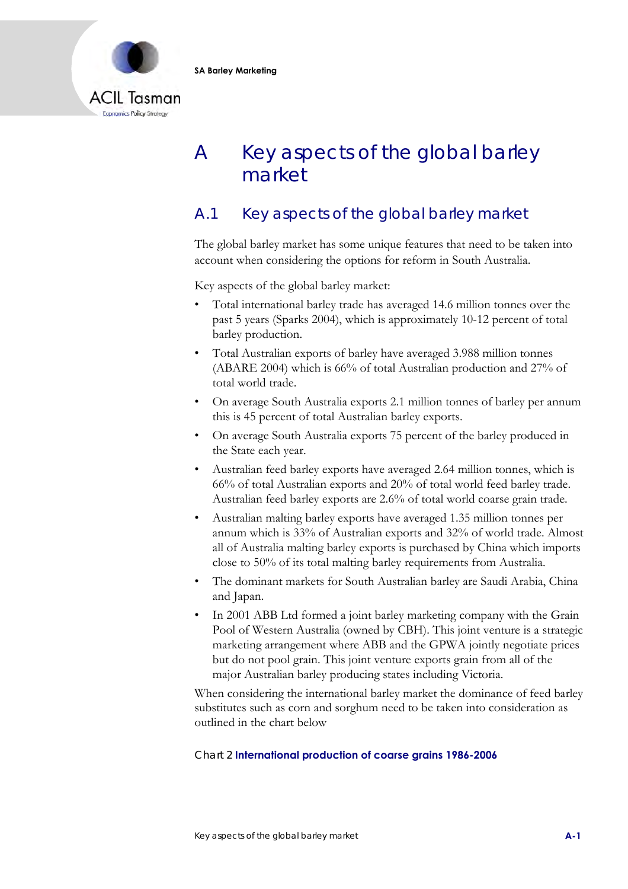# A Key aspects of the global barley market

## A.1 Key aspects of the global barley market

The global barley market has some unique features that need to be taken into account when considering the options for reform in South Australia.

Key aspects of the global barley market:

- Total international barley trade has averaged 14.6 million tonnes over the past 5 years (Sparks 2004), which is approximately 10-12 percent of total barley production.
- Total Australian exports of barley have averaged 3.988 million tonnes (ABARE 2004) which is 66% of total Australian production and 27% of total world trade.
- On average South Australia exports 2.1 million tonnes of barley per annum this is 45 percent of total Australian barley exports.
- On average South Australia exports 75 percent of the barley produced in the State each year.
- Australian feed barley exports have averaged 2.64 million tonnes, which is 66% of total Australian exports and 20% of total world feed barley trade. Australian feed barley exports are 2.6% of total world coarse grain trade.
- Australian malting barley exports have averaged 1.35 million tonnes per annum which is 33% of Australian exports and 32% of world trade. Almost all of Australia malting barley exports is purchased by China which imports close to 50% of its total malting barley requirements from Australia.
- The dominant markets for South Australian barley are Saudi Arabia, China and Japan.
- In 2001 ABB Ltd formed a joint barley marketing company with the Grain Pool of Western Australia (owned by CBH). This joint venture is a strategic marketing arrangement where ABB and the GPWA jointly negotiate prices but do not pool grain. This joint venture exports grain from all of the major Australian barley producing states including Victoria.

When considering the international barley market the dominance of feed barley substitutes such as corn and sorghum need to be taken into consideration as outlined in the chart below

Chart 2 **International production of coarse grains 1986-2006**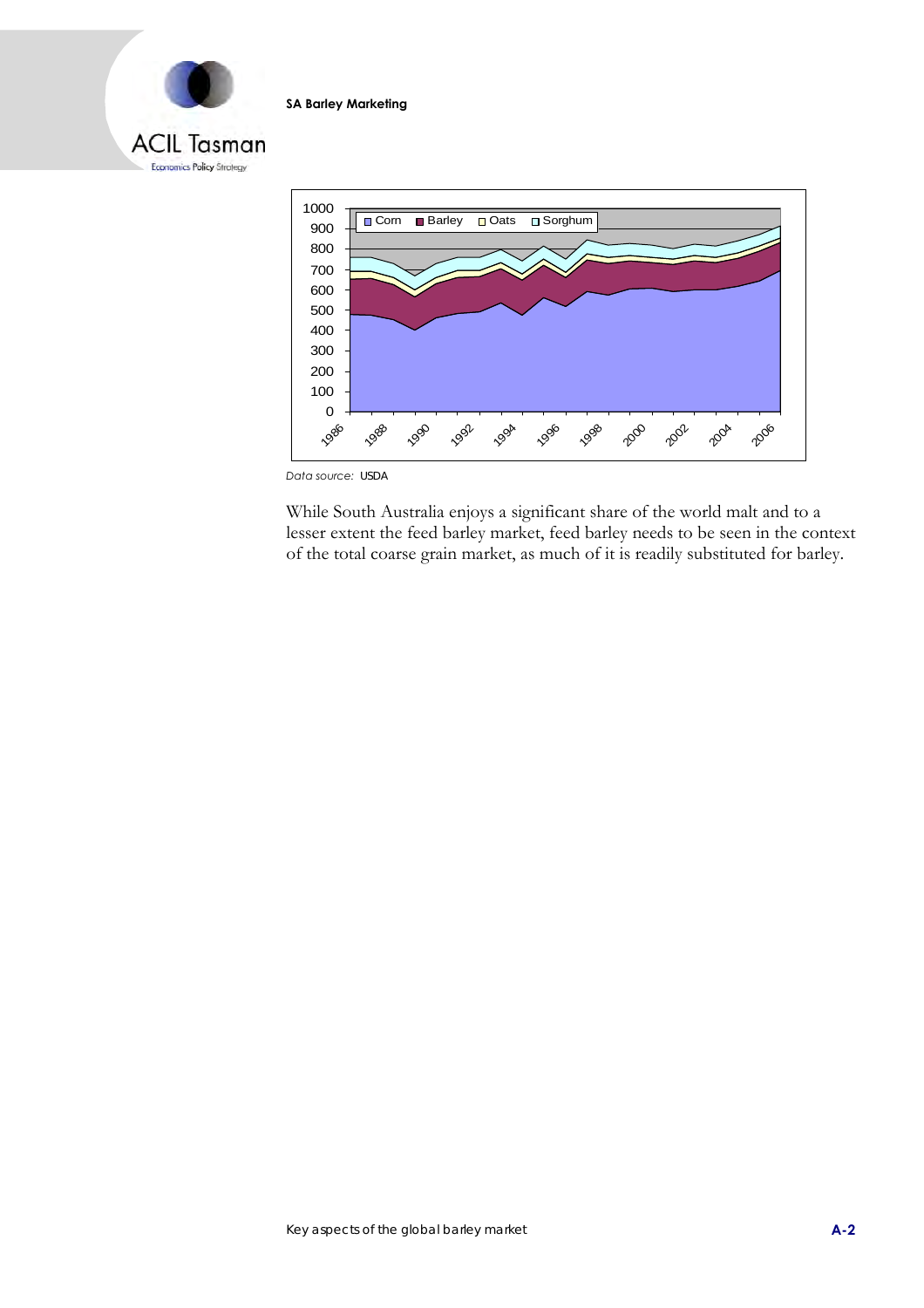Data source: USDA

While South Australia enjoys a significant share of the world malt and to a lesser extent the feed barley market, feed barley needs to be seen in the context of the total coarse grain market, as much of it is readily substituted for barley.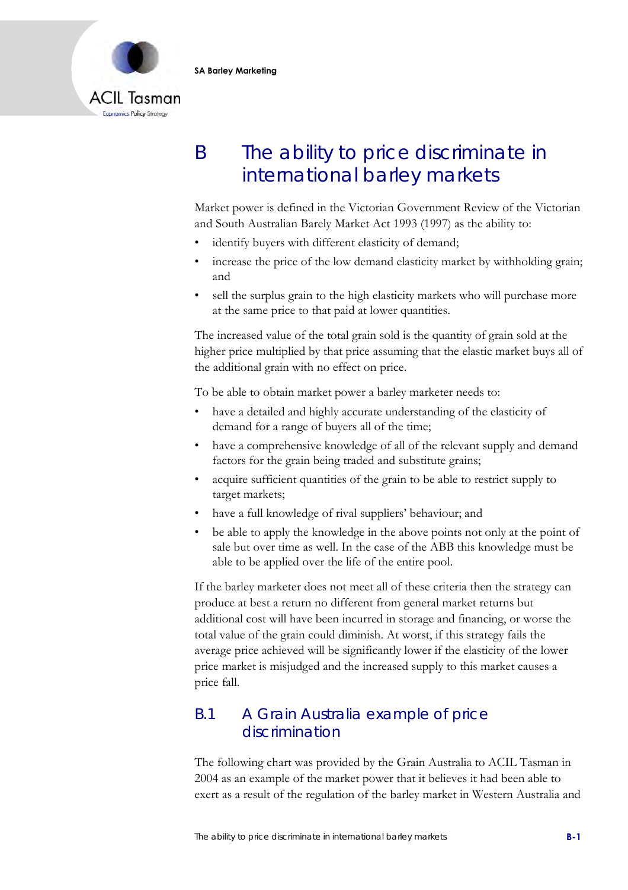# B The ability to price discriminate in international barley markets

Market power is defined in the Victorian Government Review of the Victorian and South Australian Barely Market Act 1993 (1997) as the ability to:

- identify buyers with different elasticity of demand;
- increase the price of the low demand elasticity market by withholding grain; and
- sell the surplus grain to the high elasticity markets who will purchase more at the same price to that paid at lower quantities.

The increased value of the total grain sold is the quantity of grain sold at the higher price multiplied by that price assuming that the elastic market buys all of the additional grain with no effect on price.

To be able to obtain market power a barley marketer needs to:

- have a detailed and highly accurate understanding of the elasticity of demand for a range of buyers all of the time;
- have a comprehensive knowledge of all of the relevant supply and demand factors for the grain being traded and substitute grains;
- acquire sufficient quantities of the grain to be able to restrict supply to target markets;
- have a full knowledge of rival suppliers' behaviour; and
- be able to apply the knowledge in the above points not only at the point of sale but over time as well. In the case of the ABB this knowledge must be able to be applied over the life of the entire pool.

If the barley marketer does not meet all of these criteria then the strategy can produce at best a return no different from general market returns but additional cost will have been incurred in storage and financing, or worse the total value of the grain could diminish. At worst, if this strategy fails the average price achieved will be significantly lower if the elasticity of the lower price market is misjudged and the increased supply to this market causes a price fall.

## B.1 A Grain Australia example of price discrimination

The following chart was provided by the Grain Australia to ACIL Tasman in 2004 as an example of the market power that it believes it had been able to exert as a result of the regulation of the barley market in Western Australia and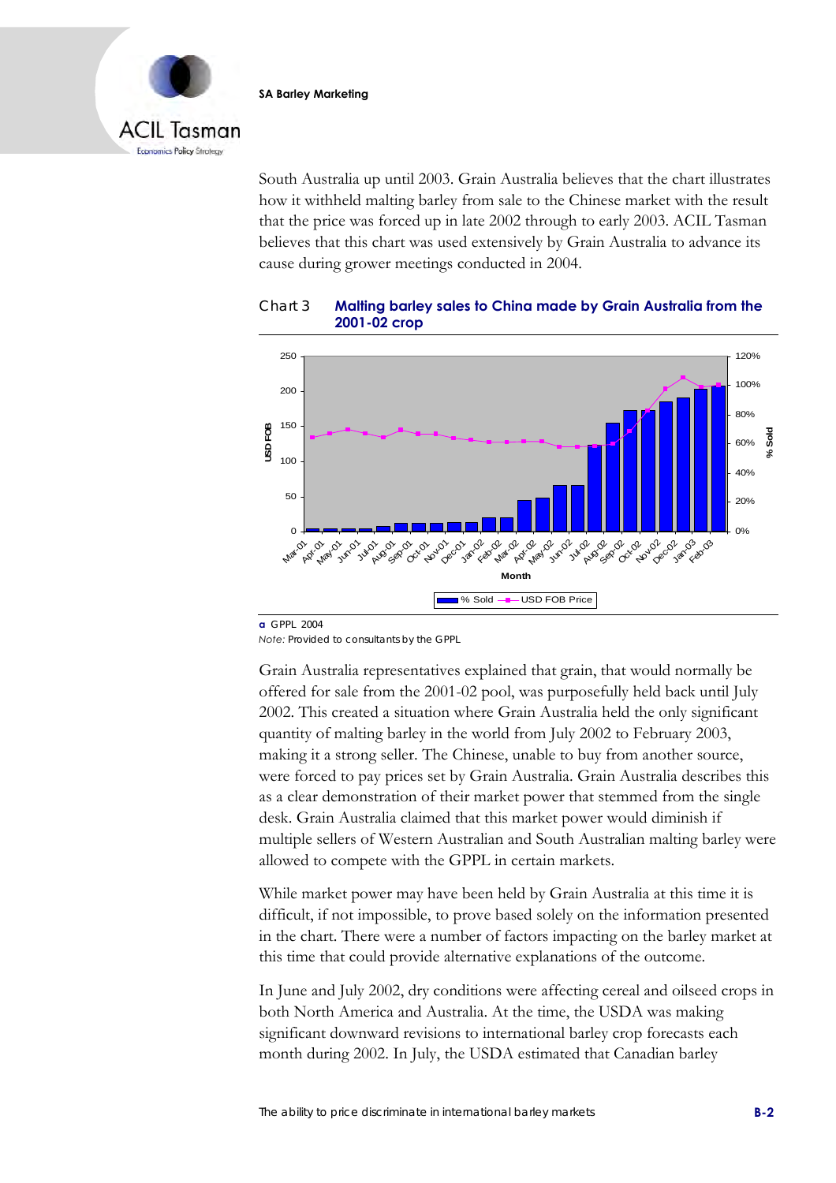South Australia up until 2003. Grain Australia believes that the chart illustrates how it withheld malting barley from sale to the Chinese market with the result that the price was forced up in late 2002 through to early 2003. ACIL Tasman believes that this chart was used extensively by Grain Australia to advance its cause during grower meetings conducted in 2004.

**Chart 3 Malting barley sales to China made by Grain Australia from the 2001-02 crop**

a GPPL 2004

*Note:* Provided to consultants by the GPPL

Grain Australia representatives explained that grain, that would normally be offered for sale from the 2001-02 pool, was purposefully held back until July 2002. This created a situation where Grain Australia held the only significant quantity of malting barley in the world from July 2002 to February 2003, making it a strong seller. The Chinese, unable to buy from another source, were forced to pay prices set by Grain Australia. Grain Australia describes this as a clear demonstration of their market power that stemmed from the single desk. Grain Australia claimed that this market power would diminish if multiple sellers of Western Australian and South Australian malting barley were allowed to compete with the GPPL in certain markets.

While market power may have been held by Grain Australia at this time it is difficult, if not impossible, to prove based solely on the information presented in the chart. There were a number of factors impacting on the barley market at this time that could provide alternative explanations of the outcome.

In June and July 2002, dry conditions were affecting cereal and oilseed crops in both North America and Australia. At the time, the USDA was making significant downward revisions to international barley crop forecasts each month during 2002. In July, the USDA estimated that Canadian barley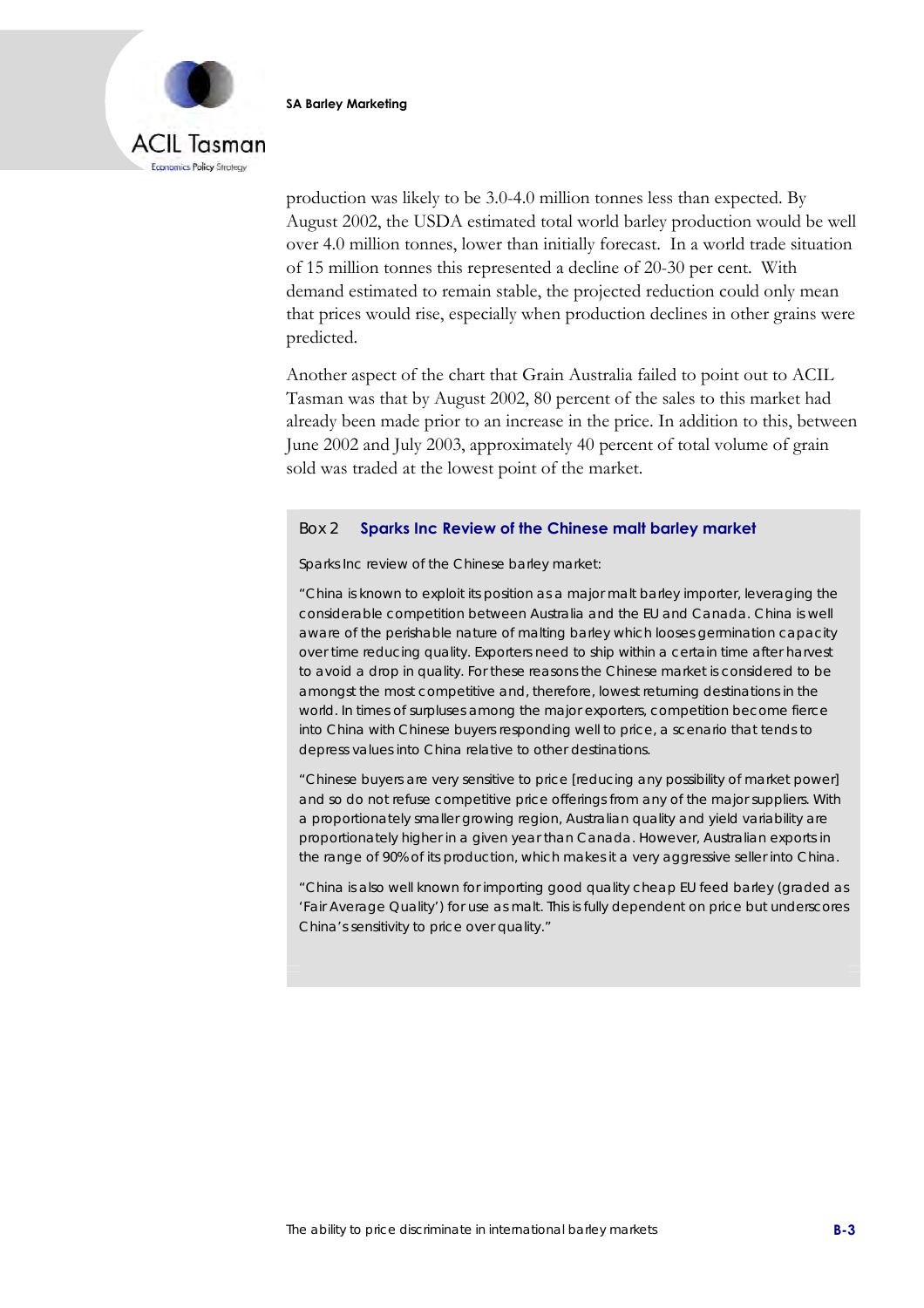production was likely to be 3.0-4.0 million tonnes less than expected. By August 2002, the USDA estimated total world barley production would be well over 4.0 million tonnes, lower than initially forecast. In a world trade situation of 15 million tonnes this represented a decline of 20-30 per cent. With demand estimated to remain stable, the projected reduction could only mean that prices would rise, especially when production declines in other grains were predicted.

Another aspect of the chart that Grain Australia failed to point out to ACIL Tasman was that by August 2002, 80 percent of the sales to this market had already been made prior to an increase in the price. In addition to this, between June 2002 and July 2003, approximately 40 percent of total volume of grain sold was traded at the lowest point of the market.

### Box 2 Sparks Inc Review of the Chinese malt barley market

Sparks Inc review of the Chinese barley market:

"China is known to exploit its position as a major malt barley importer, leveraging the considerable competition between Australia and the EU and Canada. China is well aware of the perishable nature of malting barley which looses germination capacity over time reducing quality. Exporters need to ship within a certain time after harvest to avoid a drop in quality. For these reasons the Chinese market is considered to be amongst the most competitive and, therefore, lowest returning destinations in the world. In times of surpluses among the major exporters, competition become fierce into China with Chinese buyers responding well to price, a scenario that tends to depress values into China relative to other destinations.

"Chinese buyers are very sensitive to price [reducing any possibility of market power] and so do not refuse competitive price offerings from any of the major suppliers. With a proportionately smaller growing region, Australian quality and yield variability are proportionately higher in a given year than Canada. However, Australian exports in the range of 90% of its production, which makes it a very aggressive seller into China.

"China is also well known for importing good quality cheap EU feed barley (graded as 'Fair Average Quality') for use as malt. This is fully dependent on price but underscores China's sensitivity to price over quality."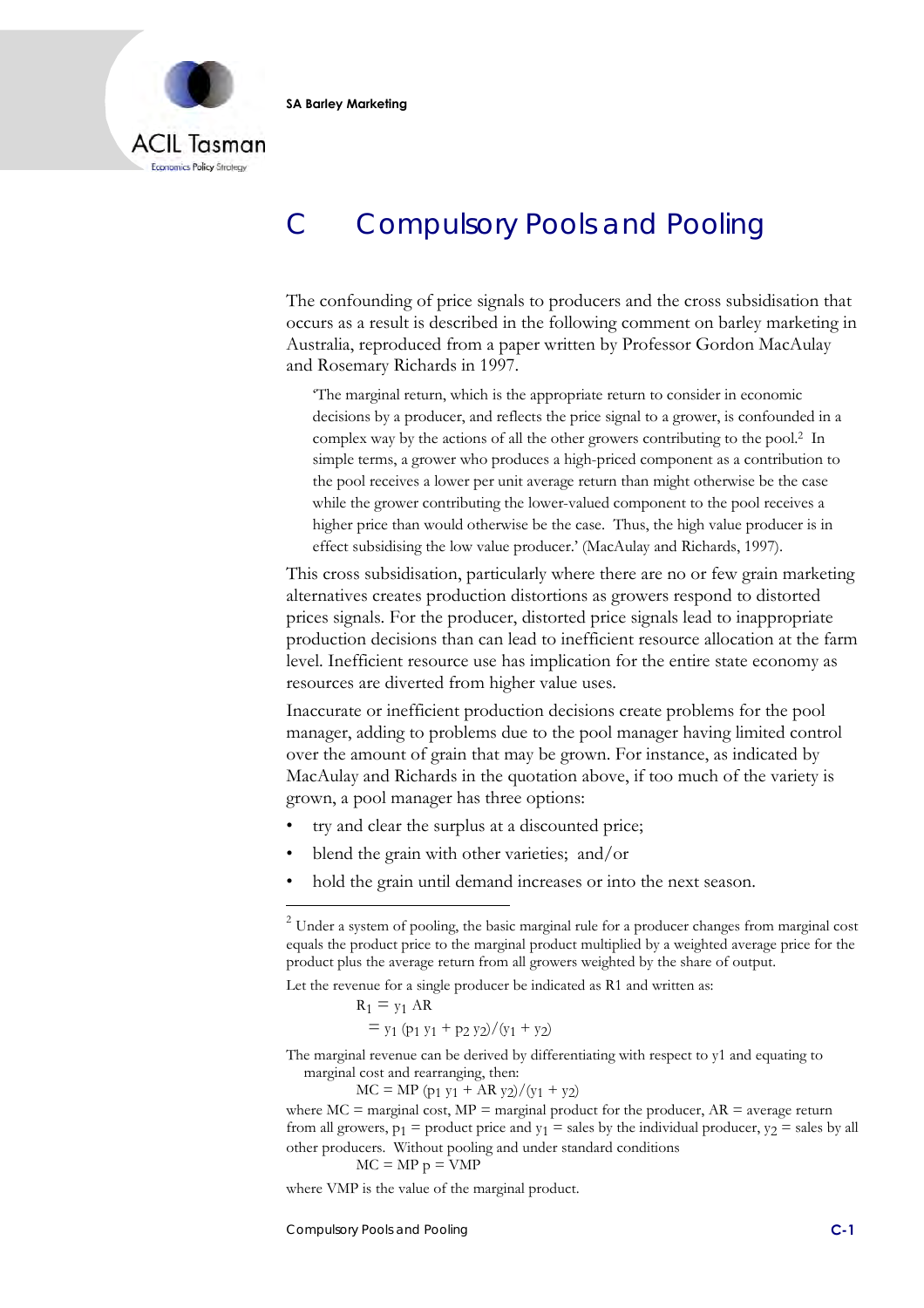# C Compulsory Pools and Pooling

The confounding of price signals to producers and the cross subsidisation that occurs as a result is described in the following comment on barley marketing in Australia, reproduced from a paper written by Professor Gordon MacAulay and Rosemary Richards in 1997.

> 'The marginal return, which is the appropriate return to consider in economic decisions by a producer, and reflects the price signal to a grower, is confounded in a complex way by the actions of all the other growers contributing to the pool.[2] In simple terms, a grower who produces a high-priced component as a contribution to the pool receives a lower per unit average return than might otherwise be the case while the grower contributing the lower-valued component to the pool receives a higher price than would otherwise be the case. Thus, the high value producer is in effect subsidising the low value producer.' (MacAulay and Richards, 1997).

This cross subsidisation, particularly where there are no or few grain marketing alternatives creates production distortions as growers respond to distorted prices signals. For the producer, distorted price signals lead to inappropriate production decisions than can lead to inefficient resource allocation at the farm level. Inefficient resource use has implication for the entire state economy as resources are diverted from higher value uses.

Inaccurate or inefficient production decisions create problems for the pool manager, adding to problems due to the pool manager having limited control over the amount of grain that may be grown. For instance, as indicated by MacAulay and Richards in the quotation above, if too much of the variety is grown, a pool manager has three options:

- try and clear the surplus at a discounted price;
- blend the grain with other varieties; and/or
- hold the grain until demand increases or into the next season.

---

[2] Under a system of pooling, the basic marginal rule for a producer changes from marginal cost equals the product price to the marginal product multiplied by a weighted average price for the product plus the average return from all growers weighted by the share of output.

Let the revenue for a single producer be indicated as R1 and written as:

$$R_1 = y_1 \, AR$$

$$= y_1 \, (p_1 \, y_1 + p_2 \, y_2)/(y_1 + y_2)$$

The marginal revenue can be derived by differentiating with respect to y1 and equating to marginal cost and rearranging, then:

$$MC = MP \, (p_1 \, y_1 + AR \, y_2)/(y_1 + y_2)$$

where MC = marginal cost, MP = marginal product for the producer, AR = average return from all growers, $p_1$ = product price and $y_1$ = sales by the individual producer, $y_2$ = sales by all other producers. Without pooling and under standard conditions

$$MC = MP \, p = VMP$$

where VMP is the value of the marginal product.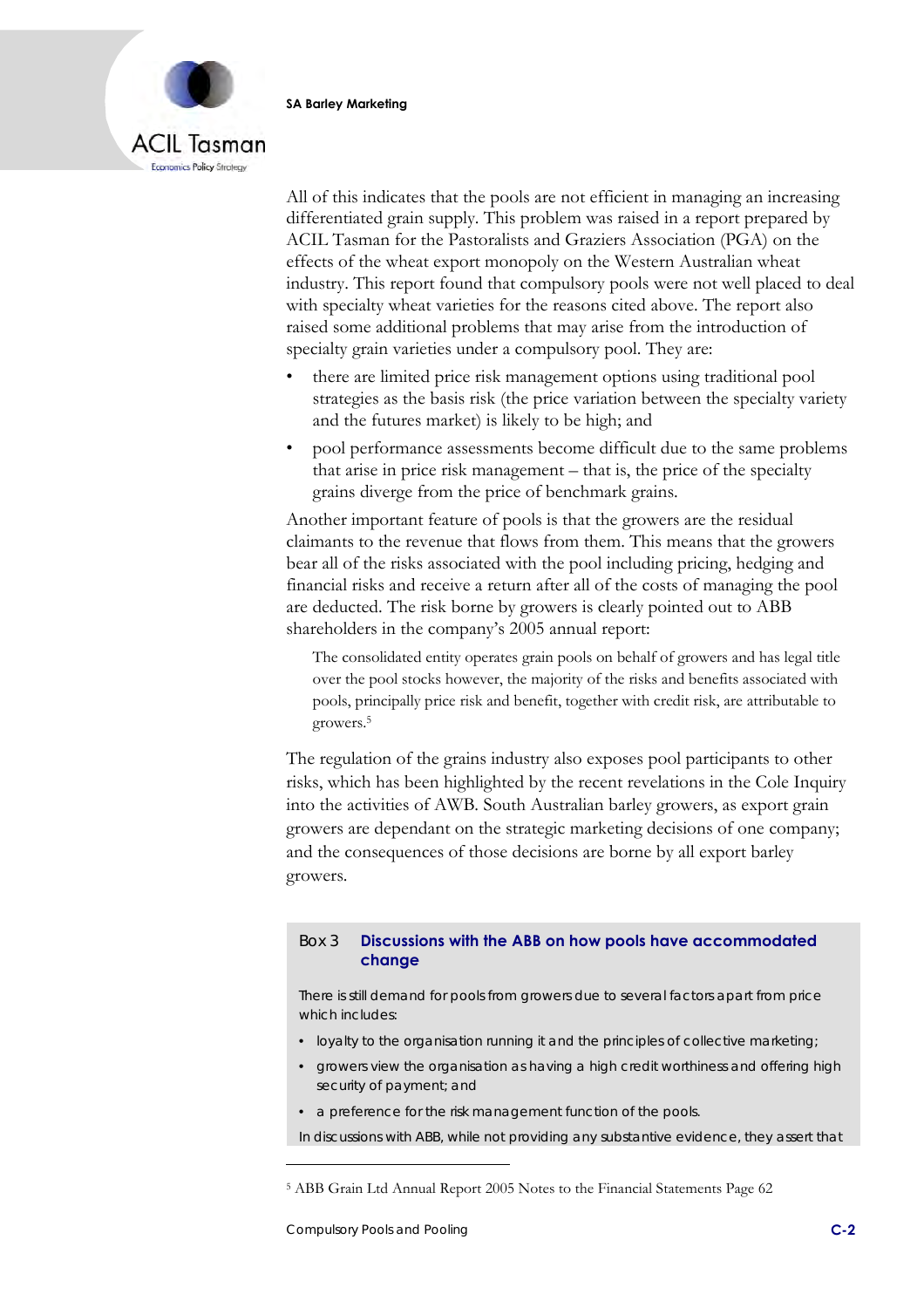All of this indicates that the pools are not efficient in managing an increasing differentiated grain supply. This problem was raised in a report prepared by ACIL Tasman for the Pastoralists and Graziers Association (PGA) on the effects of the wheat export monopoly on the Western Australian wheat industry. This report found that compulsory pools were not well placed to deal with specialty wheat varieties for the reasons cited above. The report also raised some additional problems that may arise from the introduction of specialty grain varieties under a compulsory pool. They are:

- there are limited price risk management options using traditional pool strategies as the basis risk (the price variation between the specialty variety and the futures market) is likely to be high; and
- pool performance assessments become difficult due to the same problems that arise in price risk management – that is, the price of the specialty grains diverge from the price of benchmark grains.

Another important feature of pools is that the growers are the residual claimants to the revenue that flows from them. This means that the growers bear all of the risks associated with the pool including pricing, hedging and financial risks and receive a return after all of the costs of managing the pool are deducted. The risk borne by growers is clearly pointed out to ABB shareholders in the company's 2005 annual report:

> The consolidated entity operates grain pools on behalf of growers and has legal title over the pool stocks however, the majority of the risks and benefits associated with pools, principally price risk and benefit, together with credit risk, are attributable to growers.[5]

The regulation of the grains industry also exposes pool participants to other risks, which has been highlighted by the recent revelations in the Cole Inquiry into the activities of AWB. South Australian barley growers, as export grain growers are dependant on the strategic marketing decisions of one company; and the consequences of those decisions are borne by all export barley growers.

**Box 3 Discussions with the ABB on how pools have accommodated change**

There is still demand for pools from growers due to several factors apart from price which includes:

- loyalty to the organisation running it and the principles of collective marketing;
- growers view the organisation as having a high credit worthiness and offering high security of payment; and
- a preference for the risk management function of the pools.

In discussions with ABB, while not providing any substantive evidence, they assert that

---

[5] ABB Grain Ltd Annual Report 2005 Notes to the Financial Statements Page 62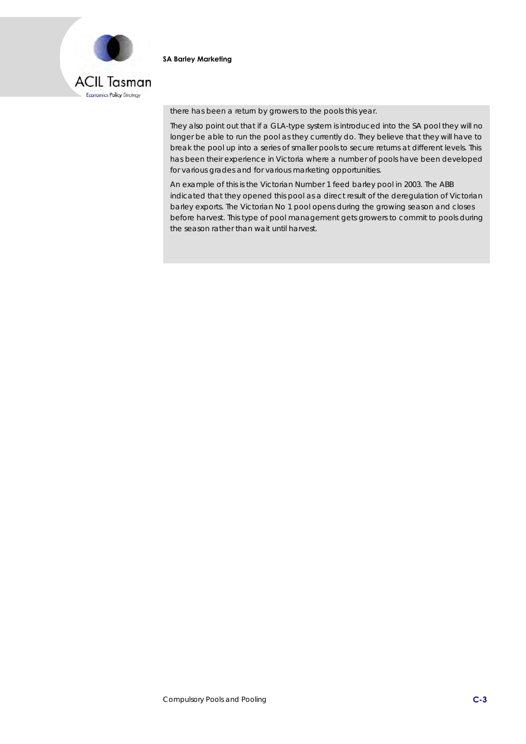there has been a return by growers to the pools this year.

They also point out that if a GLA-type system is introduced into the SA pool they will no longer be able to run the pool as they currently do. They believe that they will have to break the pool up into a series of smaller pools to secure returns at different levels. This has been their experience in Victoria where a number of pools have been developed for various grades and for various marketing opportunities.

An example of this is the Victorian Number 1 feed barley pool in 2003. The ABB indicated that they opened this pool as a direct result of the deregulation of Victorian barley exports. The Victorian No 1 pool opens during the growing season and closes before harvest. This type of pool management gets growers to commit to pools during the season rather than wait until harvest.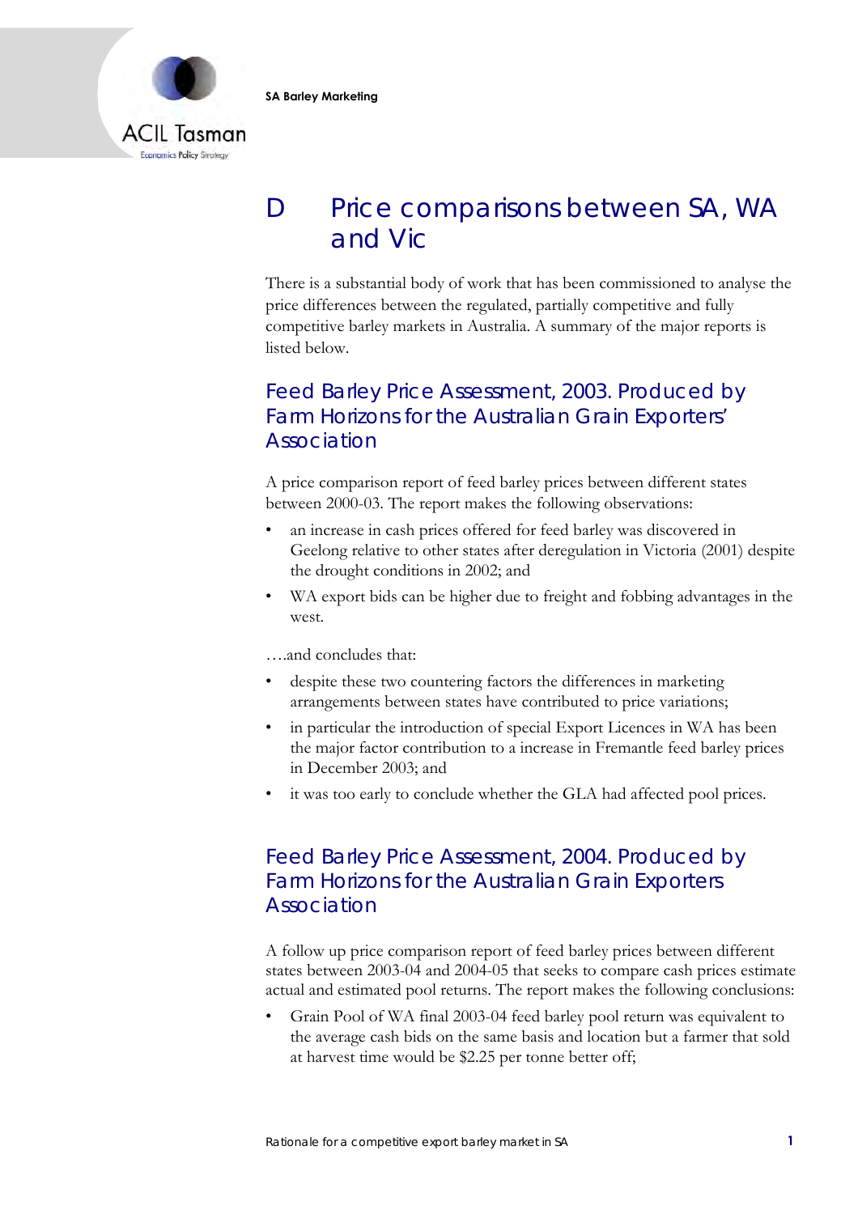# D Price comparisons between SA, WA and Vic

There is a substantial body of work that has been commissioned to analyse the price differences between the regulated, partially competitive and fully competitive barley markets in Australia. A summary of the major reports is listed below.

## Feed Barley Price Assessment, 2003. Produced by Farm Horizons for the Australian Grain Exporters' Association

A price comparison report of feed barley prices between different states between 2000-03. The report makes the following observations:

- an increase in cash prices offered for feed barley was discovered in Geelong relative to other states after deregulation in Victoria (2001) despite the drought conditions in 2002; and
- WA export bids can be higher due to freight and fobbing advantages in the west.

….and concludes that:

- despite these two countering factors the differences in marketing arrangements between states have contributed to price variations;
- in particular the introduction of special Export Licences in WA has been the major factor contribution to a increase in Fremantle feed barley prices in December 2003; and
- it was too early to conclude whether the GLA had affected pool prices.

## Feed Barley Price Assessment, 2004. Produced by Farm Horizons for the Australian Grain Exporters Association

A follow up price comparison report of feed barley prices between different states between 2003-04 and 2004-05 that seeks to compare cash prices estimate actual and estimated pool returns. The report makes the following conclusions:

- Grain Pool of WA final 2003-04 feed barley pool return was equivalent to the average cash bids on the same basis and location but a farmer that sold at harvest time would be $2.25 per tonne better off;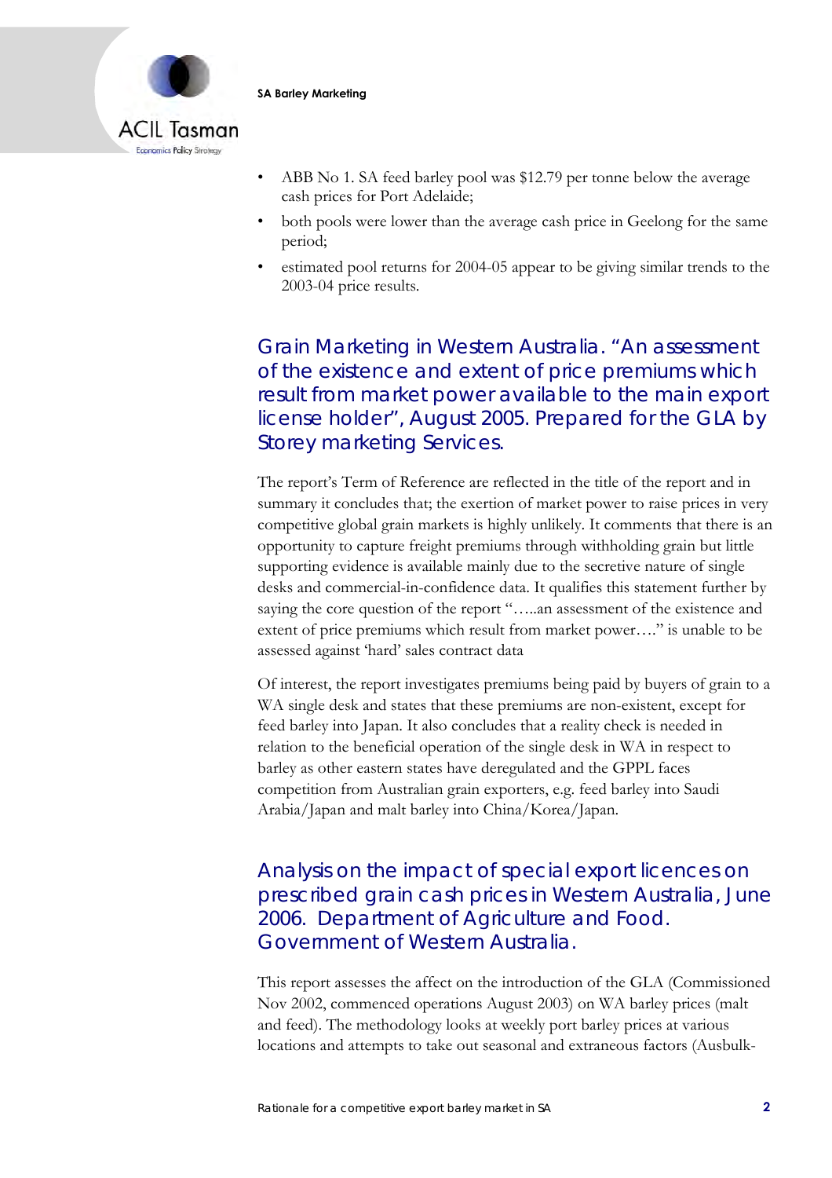- ABB No 1. SA feed barley pool was $12.79 per tonne below the average cash prices for Port Adelaide;
- both pools were lower than the average cash price in Geelong for the same period;
- estimated pool returns for 2004-05 appear to be giving similar trends to the 2003-04 price results.

## Grain Marketing in Western Australia. "An assessment of the existence and extent of price premiums which result from market power available to the main export license holder", August 2005. Prepared for the GLA by Storey marketing Services.

The report's Term of Reference are reflected in the title of the report and in summary it concludes that; the exertion of market power to raise prices in very competitive global grain markets is highly unlikely. It comments that there is an opportunity to capture freight premiums through withholding grain but little supporting evidence is available mainly due to the secretive nature of single desks and commercial-in-confidence data. It qualifies this statement further by saying the core question of the report "…..an assessment of the existence and extent of price premiums which result from market power…." is unable to be assessed against 'hard' sales contract data

Of interest, the report investigates premiums being paid by buyers of grain to a WA single desk and states that these premiums are non-existent, except for feed barley into Japan. It also concludes that a reality check is needed in relation to the beneficial operation of the single desk in WA in respect to barley as other eastern states have deregulated and the GPPL faces competition from Australian grain exporters, e.g. feed barley into Saudi Arabia/Japan and malt barley into China/Korea/Japan.

## Analysis on the impact of special export licences on prescribed grain cash prices in Western Australia, June 2006. Department of Agriculture and Food. Government of Western Australia.

This report assesses the affect on the introduction of the GLA (Commissioned Nov 2002, commenced operations August 2003) on WA barley prices (malt and feed). The methodology looks at weekly port barley prices at various locations and attempts to take out seasonal and extraneous factors (Ausbulk-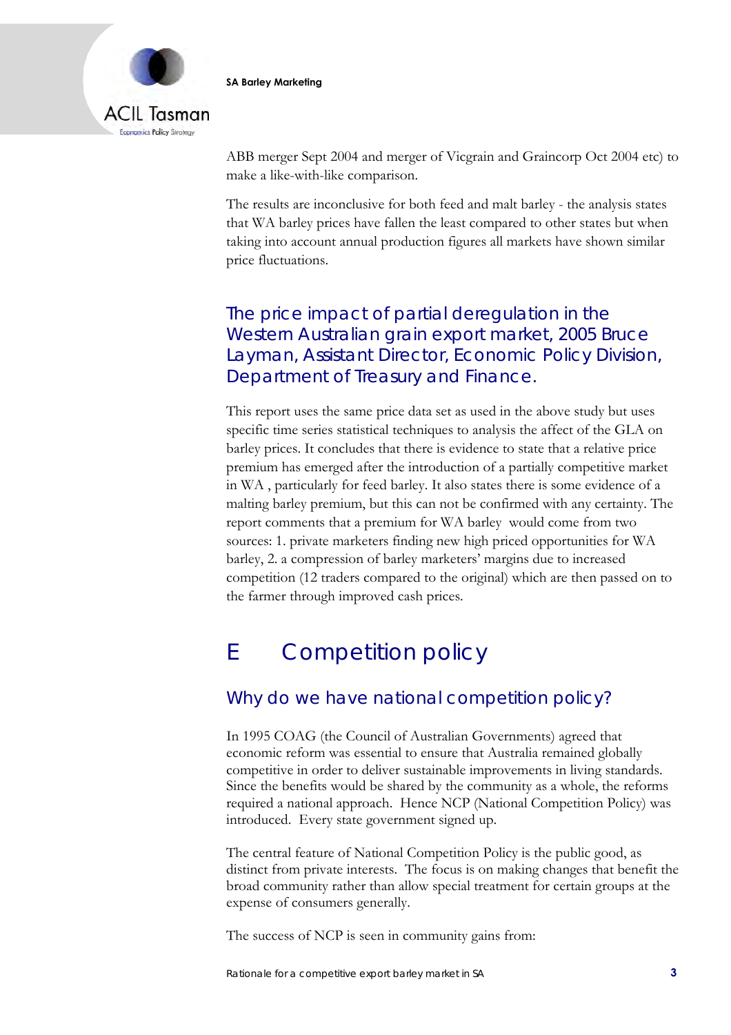ABB merger Sept 2004 and merger of Vicgrain and Graincorp Oct 2004 etc) to make a like-with-like comparison.

The results are inconclusive for both feed and malt barley - the analysis states that WA barley prices have fallen the least compared to other states but when taking into account annual production figures all markets have shown similar price fluctuations.

### The price impact of partial deregulation in the Western Australian grain export market, 2005 Bruce Layman, Assistant Director, Economic Policy Division, Department of Treasury and Finance.

This report uses the same price data set as used in the above study but uses specific time series statistical techniques to analysis the affect of the GLA on barley prices. It concludes that there is evidence to state that a relative price premium has emerged after the introduction of a partially competitive market in WA , particularly for feed barley. It also states there is some evidence of a malting barley premium, but this can not be confirmed with any certainty. The report comments that a premium for WA barley would come from two sources: 1. private marketers finding new high priced opportunities for WA barley, 2. a compression of barley marketers' margins due to increased competition (12 traders compared to the original) which are then passed on to the farmer through improved cash prices.

# E Competition policy

## Why do we have national competition policy?

In 1995 COAG (the Council of Australian Governments) agreed that economic reform was essential to ensure that Australia remained globally competitive in order to deliver sustainable improvements in living standards. Since the benefits would be shared by the community as a whole, the reforms required a national approach. Hence NCP (National Competition Policy) was introduced. Every state government signed up.

The central feature of National Competition Policy is the public good, as distinct from private interests. The focus is on making changes that benefit the broad community rather than allow special treatment for certain groups at the expense of consumers generally.

The success of NCP is seen in community gains from: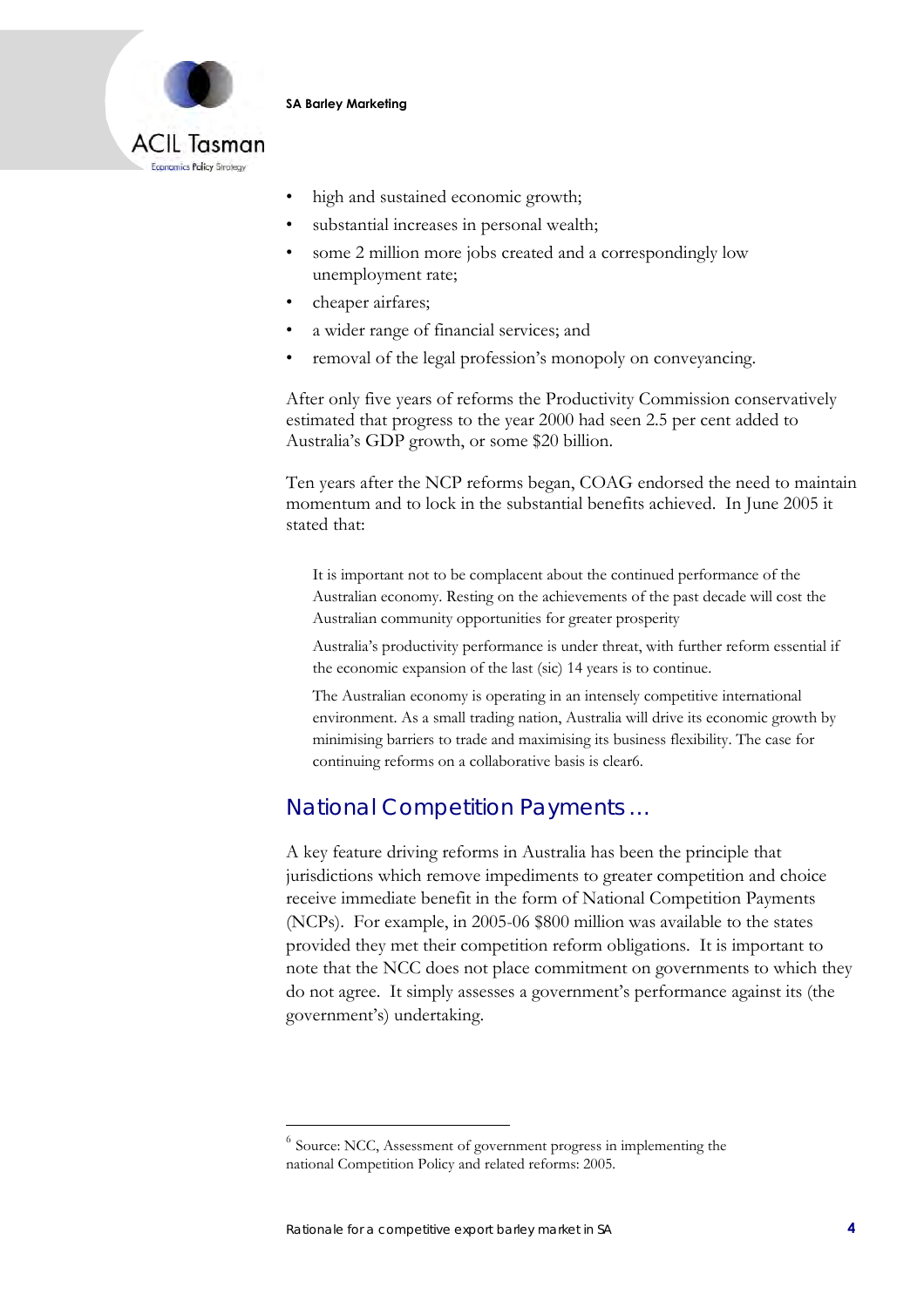- high and sustained economic growth;
- substantial increases in personal wealth;
- some 2 million more jobs created and a correspondingly low unemployment rate;
- cheaper airfares;
- a wider range of financial services; and
- removal of the legal profession's monopoly on conveyancing.

After only five years of reforms the Productivity Commission conservatively estimated that progress to the year 2000 had seen 2.5 per cent added to Australia's GDP growth, or some $20 billion.

Ten years after the NCP reforms began, COAG endorsed the need to maintain momentum and to lock in the substantial benefits achieved. In June 2005 it stated that:

> It is important not to be complacent about the continued performance of the Australian economy. Resting on the achievements of the past decade will cost the Australian community opportunities for greater prosperity
>
> Australia's productivity performance is under threat, with further reform essential if the economic expansion of the last (sic) 14 years is to continue.
>
> The Australian economy is operating in an intensely competitive international environment. As a small trading nation, Australia will drive its economic growth by minimising barriers to trade and maximising its business flexibility. The case for continuing reforms on a collaborative basis is clear[6].

## National Competition Payments …

A key feature driving reforms in Australia has been the principle that jurisdictions which remove impediments to greater competition and choice receive immediate benefit in the form of National Competition Payments (NCPs). For example, in 2005-06 $800 million was available to the states provided they met their competition reform obligations. It is important to note that the NCC does not place commitment on governments to which they do not agree. It simply assesses a government's performance against its (the government's) undertaking.

---

[6] Source: NCC, Assessment of government progress in implementing the national Competition Policy and related reforms: 2005.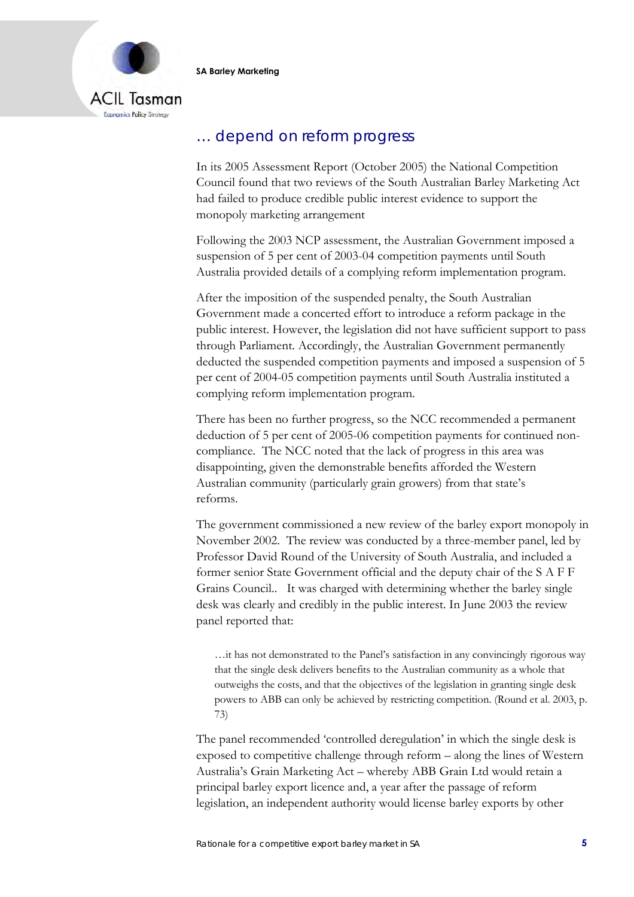## … depend on reform progress

In its 2005 Assessment Report (October 2005) the National Competition Council found that two reviews of the South Australian Barley Marketing Act had failed to produce credible public interest evidence to support the monopoly marketing arrangement

Following the 2003 NCP assessment, the Australian Government imposed a suspension of 5 per cent of 2003-04 competition payments until South Australia provided details of a complying reform implementation program.

After the imposition of the suspended penalty, the South Australian Government made a concerted effort to introduce a reform package in the public interest. However, the legislation did not have sufficient support to pass through Parliament. Accordingly, the Australian Government permanently deducted the suspended competition payments and imposed a suspension of 5 per cent of 2004-05 competition payments until South Australia instituted a complying reform implementation program.

There has been no further progress, so the NCC recommended a permanent deduction of 5 per cent of 2005-06 competition payments for continued non-compliance. The NCC noted that the lack of progress in this area was disappointing, given the demonstrable benefits afforded the Western Australian community (particularly grain growers) from that state's reforms.

The government commissioned a new review of the barley export monopoly in November 2002. The review was conducted by a three-member panel, led by Professor David Round of the University of South Australia, and included a former senior State Government official and the deputy chair of the S A F F Grains Council.. It was charged with determining whether the barley single desk was clearly and credibly in the public interest. In June 2003 the review panel reported that:

> …it has not demonstrated to the Panel's satisfaction in any convincingly rigorous way that the single desk delivers benefits to the Australian community as a whole that outweighs the costs, and that the objectives of the legislation in granting single desk powers to ABB can only be achieved by restricting competition. (Round et al. 2003, p. 73)

The panel recommended 'controlled deregulation' in which the single desk is exposed to competitive challenge through reform – along the lines of Western Australia's Grain Marketing Act – whereby ABB Grain Ltd would retain a principal barley export licence and, a year after the passage of reform legislation, an independent authority would license barley exports by other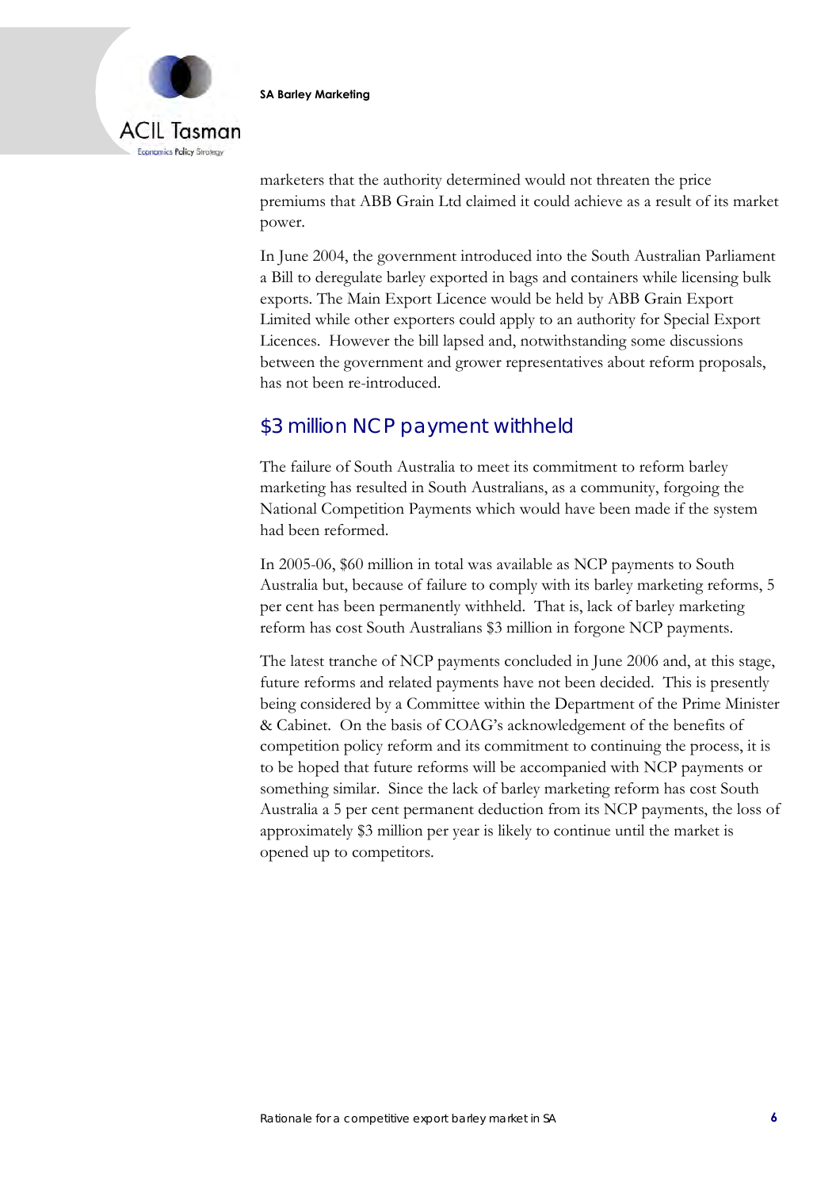marketers that the authority determined would not threaten the price premiums that ABB Grain Ltd claimed it could achieve as a result of its market power.

In June 2004, the government introduced into the South Australian Parliament a Bill to deregulate barley exported in bags and containers while licensing bulk exports. The Main Export Licence would be held by ABB Grain Export Limited while other exporters could apply to an authority for Special Export Licences. However the bill lapsed and, notwithstanding some discussions between the government and grower representatives about reform proposals, has not been re-introduced.

## $3 million NCP payment withheld

The failure of South Australia to meet its commitment to reform barley marketing has resulted in South Australians, as a community, forgoing the National Competition Payments which would have been made if the system had been reformed.

In 2005-06, $60 million in total was available as NCP payments to South Australia but, because of failure to comply with its barley marketing reforms, 5 per cent has been permanently withheld. That is, lack of barley marketing reform has cost South Australians $3 million in forgone NCP payments.

The latest tranche of NCP payments concluded in June 2006 and, at this stage, future reforms and related payments have not been decided. This is presently being considered by a Committee within the Department of the Prime Minister & Cabinet. On the basis of COAG's acknowledgement of the benefits of competition policy reform and its commitment to continuing the process, it is to be hoped that future reforms will be accompanied with NCP payments or something similar. Since the lack of barley marketing reform has cost South Australia a 5 per cent permanent deduction from its NCP payments, the loss of approximately $3 million per year is likely to continue until the market is opened up to competitors.